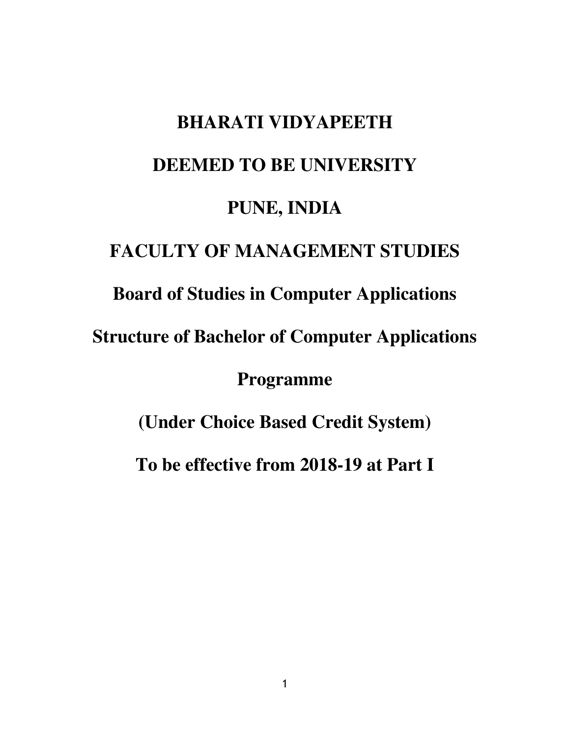# BHARATI VIDYAPEETH

# DEEMED TO BE UNIVERSITY

# PUNE, INDIA

# FACULTY OF MANAGEMENT STUDIES

## Board of Studies in Computer Applications

## Structure of Bachelor of Computer Applications Programme

## (Under Choice Based Credit System)

## To be effective from 2018-19 at Part I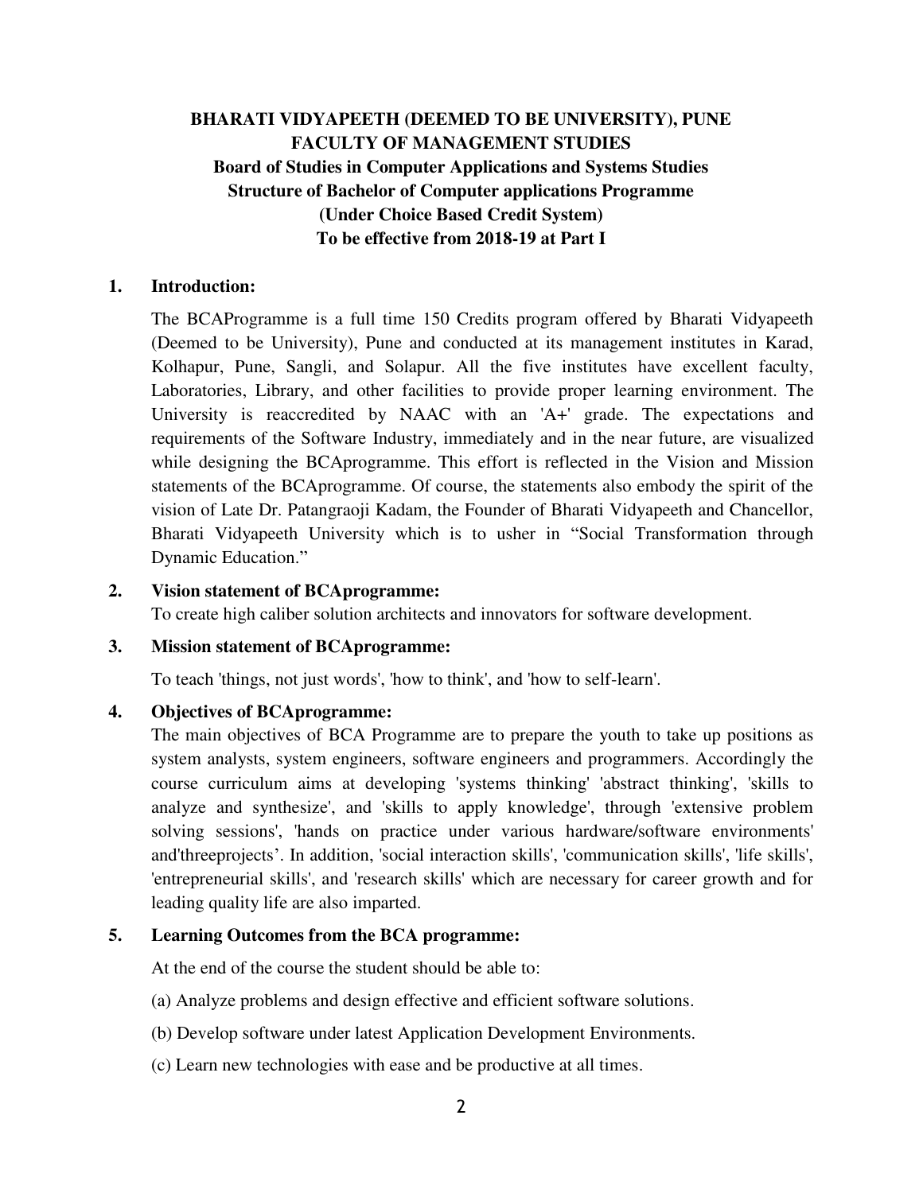**BHARATI VIDYAPEETH (DEEMED TO BE UNIVERSITY), PUNE**
**FACULTY OF MANAGEMENT STUDIES**
**Board of Studies in Computer Applications and Systems Studies**
**Structure of Bachelor of Computer applications Programme**
**(Under Choice Based Credit System)**
**To be effective from 2018-19 at Part I**

## 1. Introduction:

The BCAProgramme is a full time 150 Credits program offered by Bharati Vidyapeeth (Deemed to be University), Pune and conducted at its management institutes in Karad, Kolhapur, Pune, Sangli, and Solapur. All the five institutes have excellent faculty, Laboratories, Library, and other facilities to provide proper learning environment. The University is reaccredited by NAAC with an 'A+' grade. The expectations and requirements of the Software Industry, immediately and in the near future, are visualized while designing the BCAprogramme. This effort is reflected in the Vision and Mission statements of the BCAprogramme. Of course, the statements also embody the spirit of the vision of Late Dr. Patangraoji Kadam, the Founder of Bharati Vidyapeeth and Chancellor, Bharati Vidyapeeth University which is to usher in "Social Transformation through Dynamic Education."

## 2. Vision statement of BCAprogramme:

To create high caliber solution architects and innovators for software development.

## 3. Mission statement of BCAprogramme:

To teach 'things, not just words', 'how to think', and 'how to self-learn'.

## 4. Objectives of BCAprogramme:

The main objectives of BCA Programme are to prepare the youth to take up positions as system analysts, system engineers, software engineers and programmers. Accordingly the course curriculum aims at developing 'systems thinking' 'abstract thinking', 'skills to analyze and synthesize', and 'skills to apply knowledge', through 'extensive problem solving sessions', 'hands on practice under various hardware/software environments' and'threeprojects'. In addition, 'social interaction skills', 'communication skills', 'life skills', 'entrepreneurial skills', and 'research skills' which are necessary for career growth and for leading quality life are also imparted.

## 5. Learning Outcomes from the BCA programme:

At the end of the course the student should be able to:

(a) Analyze problems and design effective and efficient software solutions.

(b) Develop software under latest Application Development Environments.

(c) Learn new technologies with ease and be productive at all times.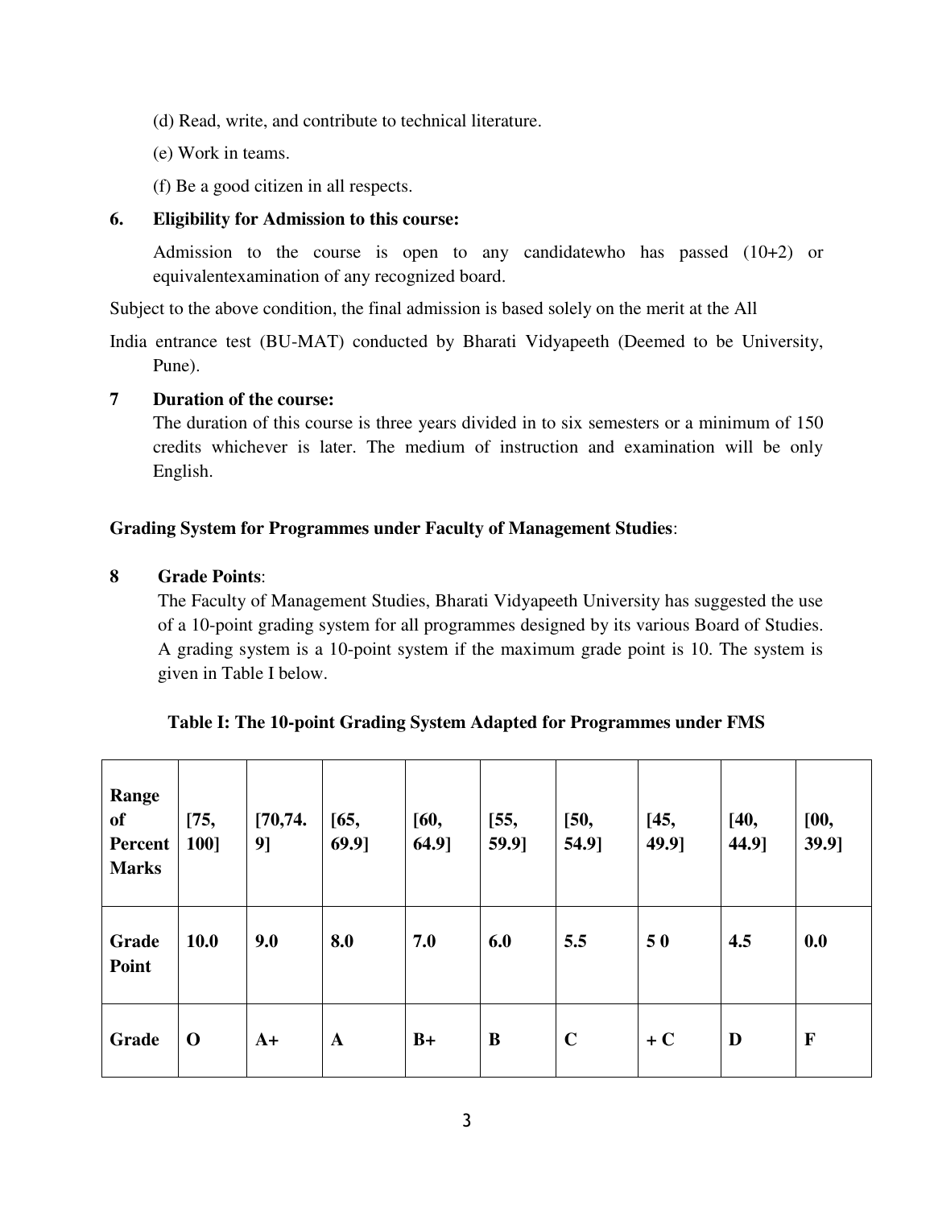(d) Read, write, and contribute to technical literature.

(e) Work in teams.

(f) Be a good citizen in all respects.

**6. Eligibility for Admission to this course:**

Admission to the course is open to any candidatewho has passed (10+2) or equivalentexamination of any recognized board.

Subject to the above condition, the final admission is based solely on the merit at the All India entrance test (BU-MAT) conducted by Bharati Vidyapeeth (Deemed to be University, Pune).

**7 Duration of the course:**

The duration of this course is three years divided in to six semesters or a minimum of 150 credits whichever is later. The medium of instruction and examination will be only English.

**Grading System for Programmes under Faculty of Management Studies**:

**8 Grade Points**:

The Faculty of Management Studies, Bharati Vidyapeeth University has suggested the use of a 10-point grading system for all programmes designed by its various Board of Studies. A grading system is a 10-point system if the maximum grade point is 10. The system is given in Table I below.

**Table I: The 10-point Grading System Adapted for Programmes under FMS**

| **Range of Percent Marks** | **[75, 100]** | **[70,74.9]** | **[65, 69.9]** | **[60, 64.9]** | **[55, 59.9]** | **[50, 54.9]** | **[45, 49.9]** | **[40, 44.9]** | **[00, 39.9]** |
|---|---|---|---|---|---|---|---|---|---|
| **Grade Point** | **10.0** | **9.0** | **8.0** | **7.0** | **6.0** | **5.5** | **5 0** | **4.5** | **0.0** |
| **Grade** | **O** | **A+** | **A** | **B+** | **B** | **C** | **+ C** | **D** | **F** |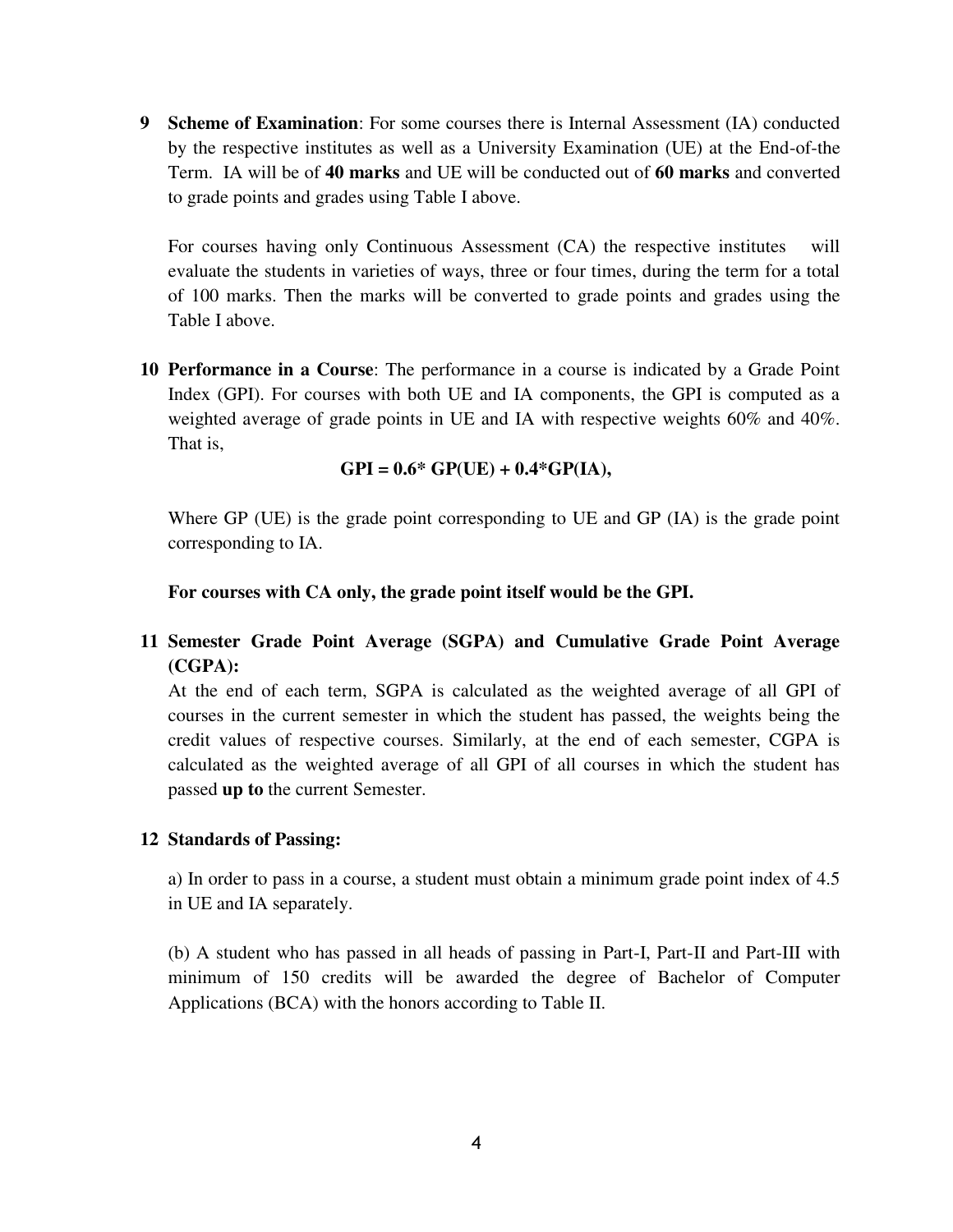**9 Scheme of Examination**: For some courses there is Internal Assessment (IA) conducted by the respective institutes as well as a University Examination (UE) at the End-of-the Term. IA will be of **40 marks** and UE will be conducted out of **60 marks** and converted to grade points and grades using Table I above.

For courses having only Continuous Assessment (CA) the respective institutes will evaluate the students in varieties of ways, three or four times, during the term for a total of 100 marks. Then the marks will be converted to grade points and grades using the Table I above.

**10 Performance in a Course**: The performance in a course is indicated by a Grade Point Index (GPI). For courses with both UE and IA components, the GPI is computed as a weighted average of grade points in UE and IA with respective weights 60% and 40%. That is,

$$\mathbf{GPI = 0.6 * GP(UE) + 0.4 * GP(IA),}$$

Where GP (UE) is the grade point corresponding to UE and GP (IA) is the grade point corresponding to IA.

**For courses with CA only, the grade point itself would be the GPI.**

**11 Semester Grade Point Average (SGPA) and Cumulative Grade Point Average (CGPA):**

At the end of each term, SGPA is calculated as the weighted average of all GPI of courses in the current semester in which the student has passed, the weights being the credit values of respective courses. Similarly, at the end of each semester, CGPA is calculated as the weighted average of all GPI of all courses in which the student has passed **up to** the current Semester.

**12 Standards of Passing:**

a) In order to pass in a course, a student must obtain a minimum grade point index of 4.5 in UE and IA separately.

(b) A student who has passed in all heads of passing in Part-I, Part-II and Part-III with minimum of 150 credits will be awarded the degree of Bachelor of Computer Applications (BCA) with the honors according to Table II.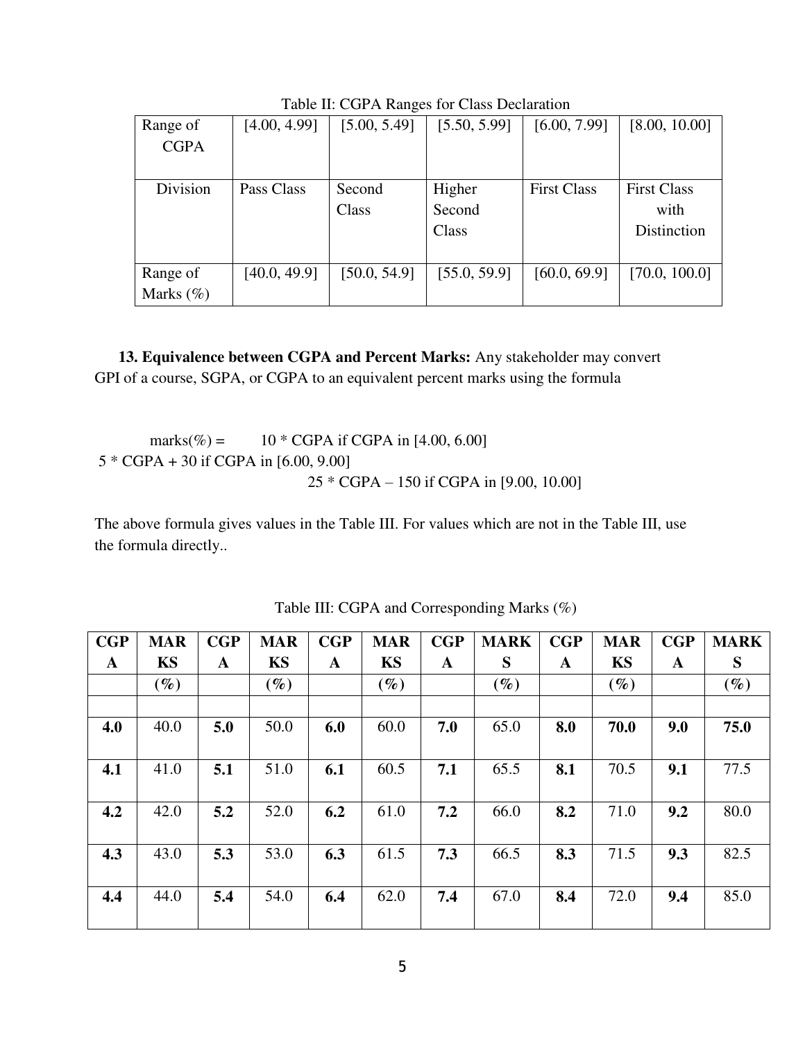Table II: CGPA Ranges for Class Declaration

| Range of CGPA | [4.00, 4.99] | [5.00, 5.49] | [5.50, 5.99] | [6.00, 7.99] | [8.00, 10.00] |
|---|---|---|---|---|---|
| Division | Pass Class | Second Class | Higher Second Class | First Class | First Class with Distinction |
| Range of Marks (%) | [40.0, 49.9] | [50.0, 54.9] | [55.0, 59.9] | [60.0, 69.9] | [70.0, 100.0] |

**13. Equivalence between CGPA and Percent Marks:** Any stakeholder may convert GPI of a course, SGPA, or CGPA to an equivalent percent marks using the formula

$$
\text{marks}(\%) = \begin{cases} 10 * \text{CGPA} & \text{if CGPA in } [4.00, 6.00] \\ 5 * \text{CGPA} + 30 & \text{if CGPA in } [6.00, 9.00] \\ 25 * \text{CGPA} - 150 & \text{if CGPA in } [9.00, 10.00] \end{cases}
$$

The above formula gives values in the Table III. For values which are not in the Table III, use the formula directly..

Table III: CGPA and Corresponding Marks (%)

| CGPA | MARKS (%) | CGPA | MARKS (%) | CGPA | MARKS (%) | CGPA | MARKS (%) | CGPA | MARKS (%) | CGPA | MARKS (%) |
|---|---|---|---|---|---|---|---|---|---|---|---|
| **4.0** | 40.0 | **5.0** | 50.0 | **6.0** | 60.0 | **7.0** | 65.0 | **8.0** | **70.0** | **9.0** | **75.0** |
| **4.1** | 41.0 | **5.1** | 51.0 | **6.1** | 60.5 | **7.1** | 65.5 | **8.1** | 70.5 | **9.1** | 77.5 |
| **4.2** | 42.0 | **5.2** | 52.0 | **6.2** | 61.0 | **7.2** | 66.0 | **8.2** | 71.0 | **9.2** | 80.0 |
| **4.3** | 43.0 | **5.3** | 53.0 | **6.3** | 61.5 | **7.3** | 66.5 | **8.3** | 71.5 | **9.3** | 82.5 |
| **4.4** | 44.0 | **5.4** | 54.0 | **6.4** | 62.0 | **7.4** | 67.0 | **8.4** | 72.0 | **9.4** | 85.0 |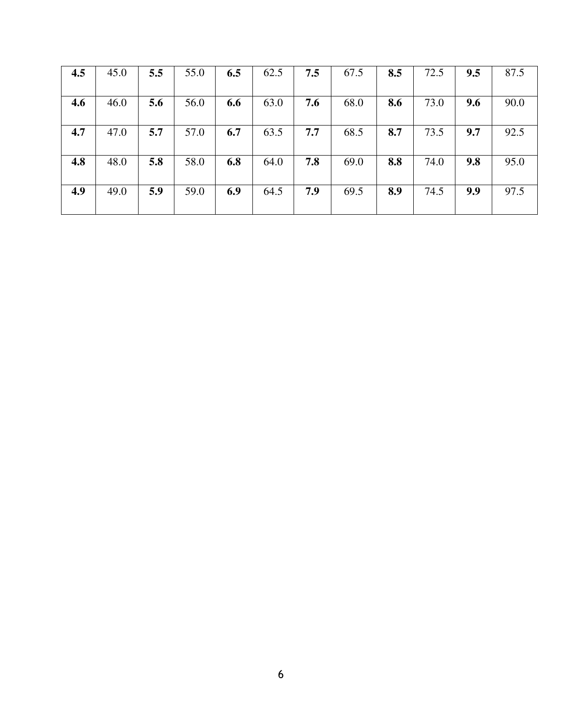| **4.5** | 45.0 | **5.5** | 55.0 | **6.5** | 62.5 | **7.5** | 67.5 | **8.5** | 72.5 | **9.5** | 87.5 |
|---|---|---|---|---|---|---|---|---|---|---|---|
| **4.6** | 46.0 | **5.6** | 56.0 | **6.6** | 63.0 | **7.6** | 68.0 | **8.6** | 73.0 | **9.6** | 90.0 |
| **4.7** | 47.0 | **5.7** | 57.0 | **6.7** | 63.5 | **7.7** | 68.5 | **8.7** | 73.5 | **9.7** | 92.5 |
| **4.8** | 48.0 | **5.8** | 58.0 | **6.8** | 64.0 | **7.8** | 69.0 | **8.8** | 74.0 | **9.8** | 95.0 |
| **4.9** | 49.0 | **5.9** | 59.0 | **6.9** | 64.5 | **7.9** | 69.5 | **8.9** | 74.5 | **9.9** | 97.5 |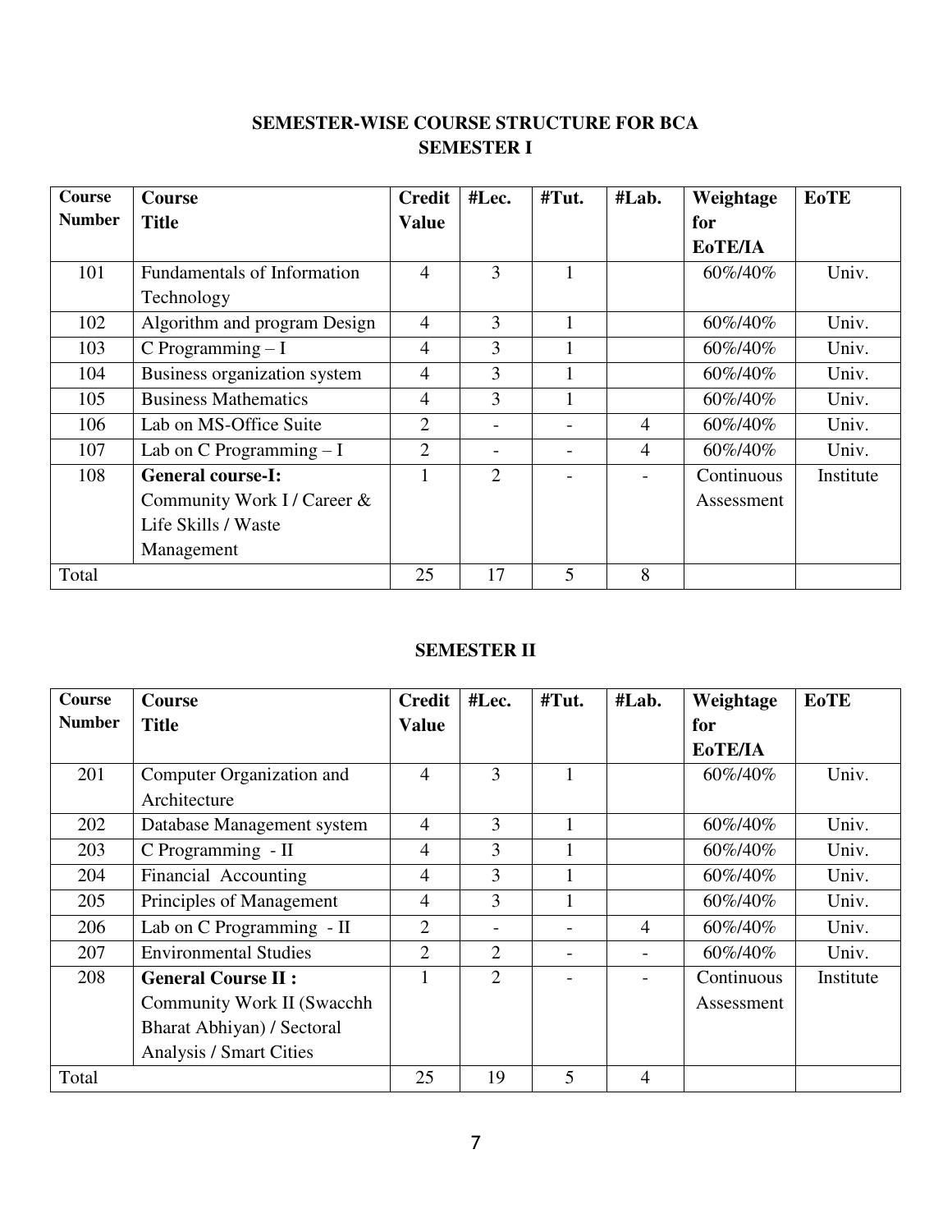## SEMESTER-WISE COURSE STRUCTURE FOR BCA

### SEMESTER I

| Course Number | Course Title | Credit Value | #Lec. | #Tut. | #Lab. | Weightage for EoTE/IA | EoTE |
|---|---|---|---|---|---|---|---|
| 101 | Fundamentals of Information Technology | 4 | 3 | 1 | | 60%/40% | Univ. |
| 102 | Algorithm and program Design | 4 | 3 | 1 | | 60%/40% | Univ. |
| 103 | C Programming – I | 4 | 3 | 1 | | 60%/40% | Univ. |
| 104 | Business organization system | 4 | 3 | 1 | | 60%/40% | Univ. |
| 105 | Business Mathematics | 4 | 3 | 1 | | 60%/40% | Univ. |
| 106 | Lab on MS-Office Suite | 2 | - | - | 4 | 60%/40% | Univ. |
| 107 | Lab on C Programming – I | 2 | - | - | 4 | 60%/40% | Univ. |
| 108 | **General course-I:** Community Work I / Career & Life Skills / Waste Management | 1 | 2 | - | - | Continuous Assessment | Institute |
| Total | | 25 | 17 | 5 | 8 | | |

### SEMESTER II

| Course Number | Course Title | Credit Value | #Lec. | #Tut. | #Lab. | Weightage for EoTE/IA | EoTE |
|---|---|---|---|---|---|---|---|
| 201 | Computer Organization and Architecture | 4 | 3 | 1 | | 60%/40% | Univ. |
| 202 | Database Management system | 4 | 3 | 1 | | 60%/40% | Univ. |
| 203 | C Programming - II | 4 | 3 | 1 | | 60%/40% | Univ. |
| 204 | Financial Accounting | 4 | 3 | 1 | | 60%/40% | Univ. |
| 205 | Principles of Management | 4 | 3 | 1 | | 60%/40% | Univ. |
| 206 | Lab on C Programming - II | 2 | - | - | 4 | 60%/40% | Univ. |
| 207 | Environmental Studies | 2 | 2 | - | - | 60%/40% | Univ. |
| 208 | **General Course II :** Community Work II (Swacchh Bharat Abhiyan) / Sectoral Analysis / Smart Cities | 1 | 2 | - | - | Continuous Assessment | Institute |
| Total | | 25 | 19 | 5 | 4 | | |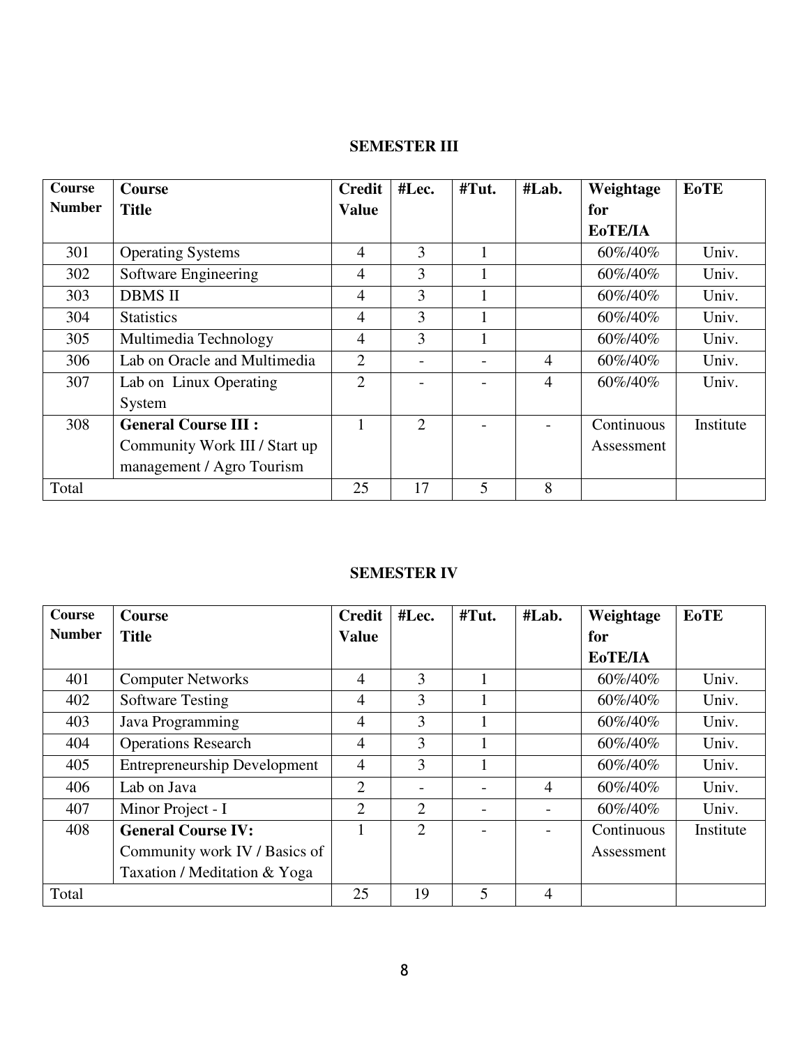## SEMESTER III

| Course Number | Course Title | Credit Value | #Lec. | #Tut. | #Lab. | Weightage for EoTE/IA | EoTE |
|---|---|---|---|---|---|---|---|
| 301 | Operating Systems | 4 | 3 | 1 | | 60%/40% | Univ. |
| 302 | Software Engineering | 4 | 3 | 1 | | 60%/40% | Univ. |
| 303 | DBMS II | 4 | 3 | 1 | | 60%/40% | Univ. |
| 304 | Statistics | 4 | 3 | 1 | | 60%/40% | Univ. |
| 305 | Multimedia Technology | 4 | 3 | 1 | | 60%/40% | Univ. |
| 306 | Lab on Oracle and Multimedia | 2 | - | - | 4 | 60%/40% | Univ. |
| 307 | Lab on Linux Operating System | 2 | - | - | 4 | 60%/40% | Univ. |
| 308 | **General Course III :** Community Work III / Start up management / Agro Tourism | 1 | 2 | - | - | Continuous Assessment | Institute |
| Total | | 25 | 17 | 5 | 8 | | |

## SEMESTER IV

| Course Number | Course Title | Credit Value | #Lec. | #Tut. | #Lab. | Weightage for EoTE/IA | EoTE |
|---|---|---|---|---|---|---|---|
| 401 | Computer Networks | 4 | 3 | 1 | | 60%/40% | Univ. |
| 402 | Software Testing | 4 | 3 | 1 | | 60%/40% | Univ. |
| 403 | Java Programming | 4 | 3 | 1 | | 60%/40% | Univ. |
| 404 | Operations Research | 4 | 3 | 1 | | 60%/40% | Univ. |
| 405 | Entrepreneurship Development | 4 | 3 | 1 | | 60%/40% | Univ. |
| 406 | Lab on Java | 2 | - | - | 4 | 60%/40% | Univ. |
| 407 | Minor Project - I | 2 | 2 | - | - | 60%/40% | Univ. |
| 408 | **General Course IV:** Community work IV / Basics of Taxation / Meditation & Yoga | 1 | 2 | - | - | Continuous Assessment | Institute |
| Total | | 25 | 19 | 5 | 4 | | |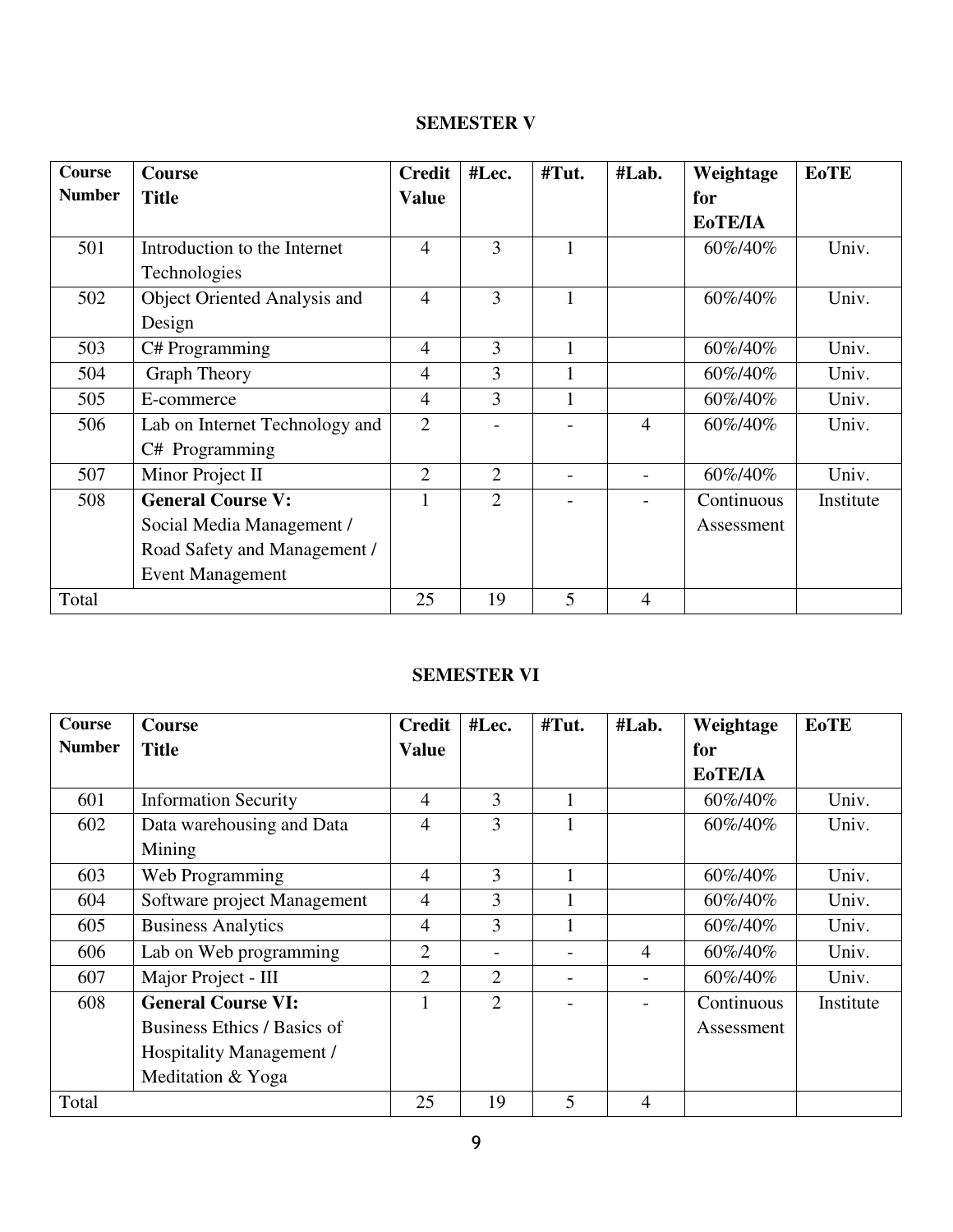## SEMESTER V

| Course Number | Course Title | Credit Value | #Lec. | #Tut. | #Lab. | Weightage for EoTE/IA | EoTE |
|---|---|---|---|---|---|---|---|
| 501 | Introduction to the Internet Technologies | 4 | 3 | 1 | | 60%/40% | Univ. |
| 502 | Object Oriented Analysis and Design | 4 | 3 | 1 | | 60%/40% | Univ. |
| 503 | C# Programming | 4 | 3 | 1 | | 60%/40% | Univ. |
| 504 | Graph Theory | 4 | 3 | 1 | | 60%/40% | Univ. |
| 505 | E-commerce | 4 | 3 | 1 | | 60%/40% | Univ. |
| 506 | Lab on Internet Technology and C# Programming | 2 | - | - | 4 | 60%/40% | Univ. |
| 507 | Minor Project II | 2 | 2 | - | - | 60%/40% | Univ. |
| 508 | **General Course V:** Social Media Management / Road Safety and Management / Event Management | 1 | 2 | - | - | Continuous Assessment | Institute |
| Total | | 25 | 19 | 5 | 4 | | |

## SEMESTER VI

| Course Number | Course Title | Credit Value | #Lec. | #Tut. | #Lab. | Weightage for EoTE/IA | EoTE |
|---|---|---|---|---|---|---|---|
| 601 | Information Security | 4 | 3 | 1 | | 60%/40% | Univ. |
| 602 | Data warehousing and Data Mining | 4 | 3 | 1 | | 60%/40% | Univ. |
| 603 | Web Programming | 4 | 3 | 1 | | 60%/40% | Univ. |
| 604 | Software project Management | 4 | 3 | 1 | | 60%/40% | Univ. |
| 605 | Business Analytics | 4 | 3 | 1 | | 60%/40% | Univ. |
| 606 | Lab on Web programming | 2 | - | - | 4 | 60%/40% | Univ. |
| 607 | Major Project - III | 2 | 2 | - | - | 60%/40% | Univ. |
| 608 | **General Course VI:** Business Ethics / Basics of Hospitality Management / Meditation & Yoga | 1 | 2 | - | - | Continuous Assessment | Institute |
| Total | | 25 | 19 | 5 | 4 | | |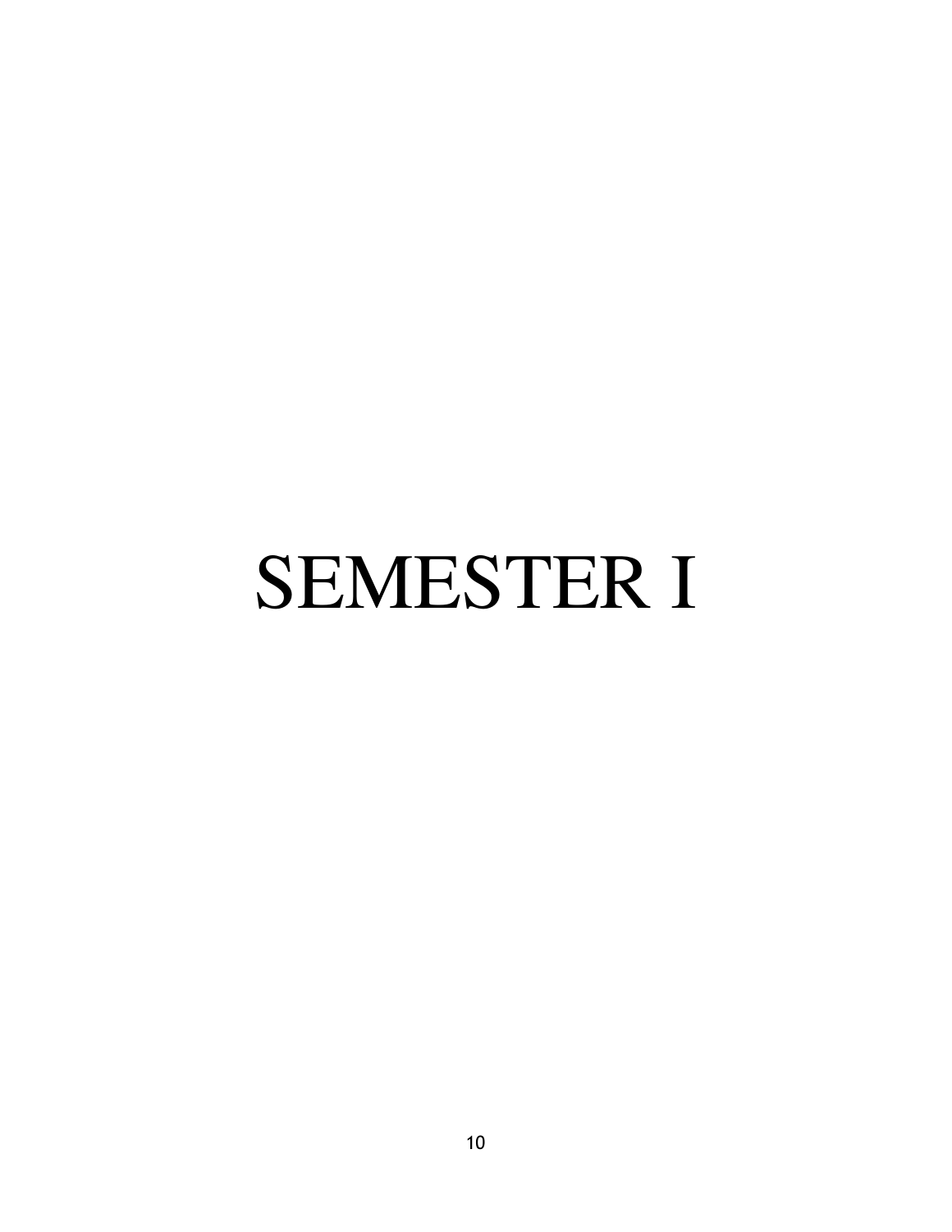# SEMESTER I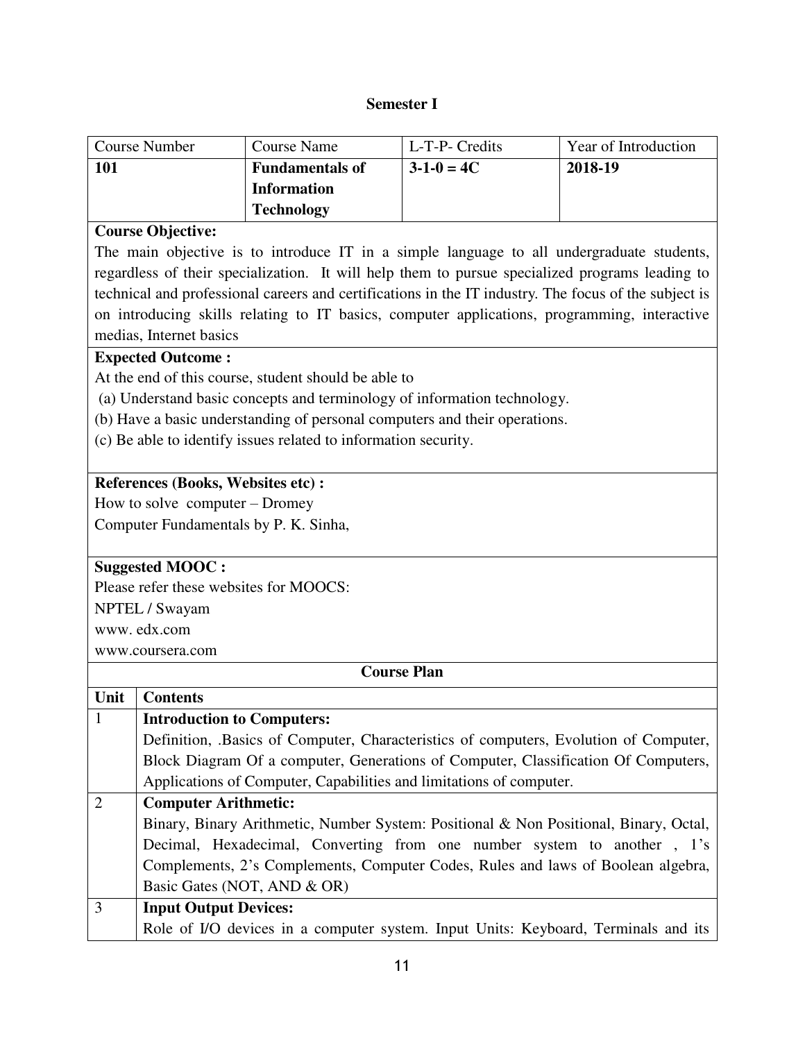## Semester I

| Course Number | Course Name | L-T-P- Credits | Year of Introduction |
|---|---|---|---|
| **101** | **Fundamentals of Information Technology** | **3-1-0 = 4C** | **2018-19** |

**Course Objective:**

The main objective is to introduce IT in a simple language to all undergraduate students, regardless of their specialization. It will help them to pursue specialized programs leading to technical and professional careers and certifications in the IT industry. The focus of the subject is on introducing skills relating to IT basics, computer applications, programming, interactive medias, Internet basics

**Expected Outcome :**

At the end of this course, student should be able to

(a) Understand basic concepts and terminology of information technology.

(b) Have a basic understanding of personal computers and their operations.

(c) Be able to identify issues related to information security.

**References (Books, Websites etc) :**

How to solve computer – Dromey

Computer Fundamentals by P. K. Sinha,

**Suggested MOOC :**

Please refer these websites for MOOCS:

NPTEL / Swayam

www. edx.com

www.coursera.com

**Course Plan**

| Unit | Contents |
|---|---|
| 1 | **Introduction to Computers:** Definition, .Basics of Computer, Characteristics of computers, Evolution of Computer, Block Diagram Of a computer, Generations of Computer, Classification Of Computers, Applications of Computer, Capabilities and limitations of computer. |
| 2 | **Computer Arithmetic:** Binary, Binary Arithmetic, Number System: Positional & Non Positional, Binary, Octal, Decimal, Hexadecimal, Converting from one number system to another , 1's Complements, 2's Complements, Computer Codes, Rules and laws of Boolean algebra, Basic Gates (NOT, AND & OR) |
| 3 | **Input Output Devices:** Role of I/O devices in a computer system. Input Units: Keyboard, Terminals and its |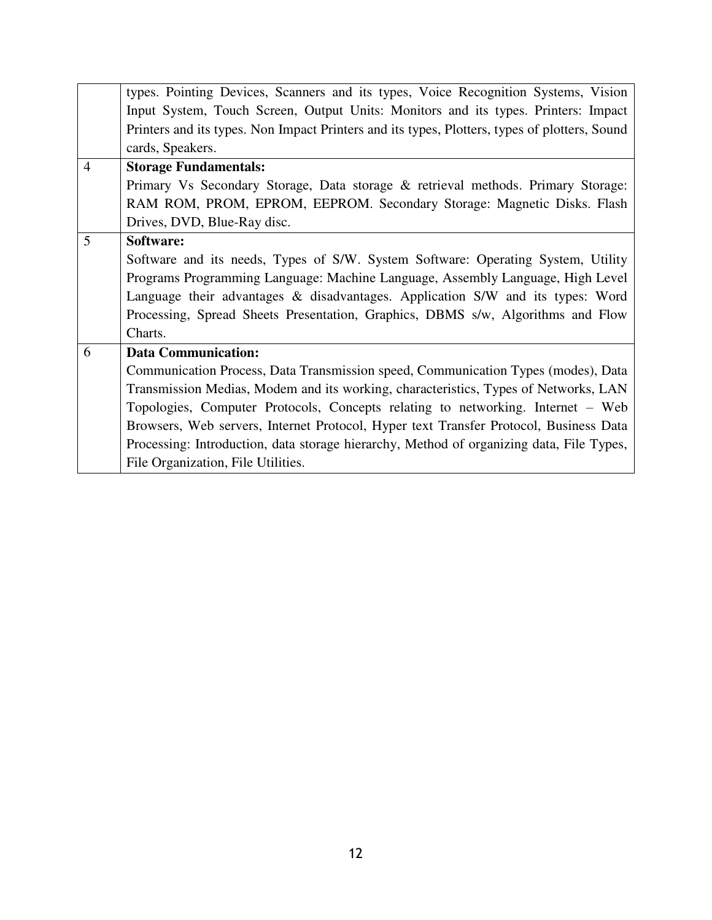| | |
|---|---|
| | types. Pointing Devices, Scanners and its types, Voice Recognition Systems, Vision Input System, Touch Screen, Output Units: Monitors and its types. Printers: Impact Printers and its types. Non Impact Printers and its types, Plotters, types of plotters, Sound cards, Speakers. |
| 4 | **Storage Fundamentals:** Primary Vs Secondary Storage, Data storage & retrieval methods. Primary Storage: RAM ROM, PROM, EPROM, EEPROM. Secondary Storage: Magnetic Disks. Flash Drives, DVD, Blue-Ray disc. |
| 5 | **Software:** Software and its needs, Types of S/W. System Software: Operating System, Utility Programs Programming Language: Machine Language, Assembly Language, High Level Language their advantages & disadvantages. Application S/W and its types: Word Processing, Spread Sheets Presentation, Graphics, DBMS s/w, Algorithms and Flow Charts. |
| 6 | **Data Communication:** Communication Process, Data Transmission speed, Communication Types (modes), Data Transmission Medias, Modem and its working, characteristics, Types of Networks, LAN Topologies, Computer Protocols, Concepts relating to networking. Internet – Web Browsers, Web servers, Internet Protocol, Hyper text Transfer Protocol, Business Data Processing: Introduction, data storage hierarchy, Method of organizing data, File Types, File Organization, File Utilities. |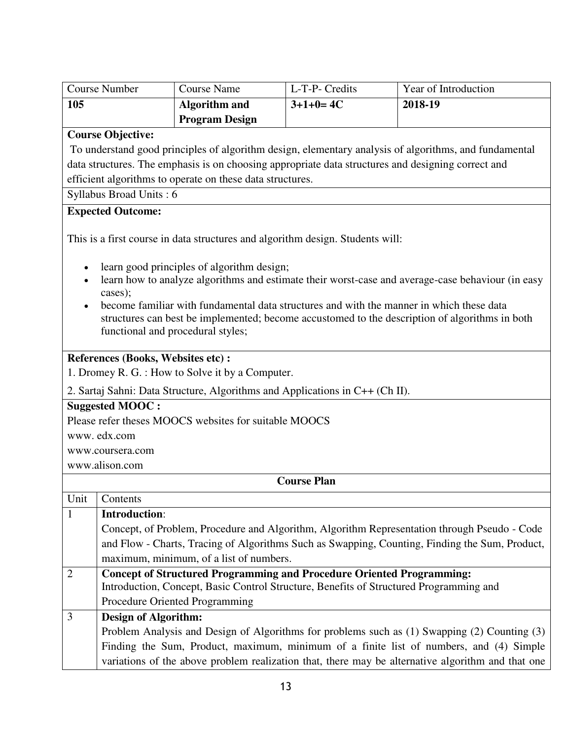| Course Number | Course Name | L-T-P- Credits | Year of Introduction |
|---|---|---|---|
| **105** | **Algorithm and Program Design** | **3+1+0= 4C** | **2018-19** |

**Course Objective:**

To understand good principles of algorithm design, elementary analysis of algorithms, and fundamental data structures. The emphasis is on choosing appropriate data structures and designing correct and efficient algorithms to operate on these data structures.

Syllabus Broad Units : 6

**Expected Outcome:**

This is a first course in data structures and algorithm design. Students will:

- learn good principles of algorithm design;
- learn how to analyze algorithms and estimate their worst-case and average-case behaviour (in easy cases);
- become familiar with fundamental data structures and with the manner in which these data structures can best be implemented; become accustomed to the description of algorithms in both functional and procedural styles;

**References (Books, Websites etc) :**

1. Dromey R. G. : How to Solve it by a Computer.
2. Sartaj Sahni: Data Structure, Algorithms and Applications in C++ (Ch II).

**Suggested MOOC :**

Please refer theses MOOCS websites for suitable MOOCS

www. edx.com

www.coursera.com

www.alison.com

**Course Plan**

| Unit | Contents |
|---|---|
| 1 | **Introduction**: Concept, of Problem, Procedure and Algorithm, Algorithm Representation through Pseudo - Code and Flow - Charts, Tracing of Algorithms Such as Swapping, Counting, Finding the Sum, Product, maximum, minimum, of a list of numbers. |
| 2 | **Concept of Structured Programming and Procedure Oriented Programming:** Introduction, Concept, Basic Control Structure, Benefits of Structured Programming and Procedure Oriented Programming |
| 3 | **Design of Algorithm:** Problem Analysis and Design of Algorithms for problems such as (1) Swapping (2) Counting (3) Finding the Sum, Product, maximum, minimum of a finite list of numbers, and (4) Simple variations of the above problem realization that, there may be alternative algorithm and that one |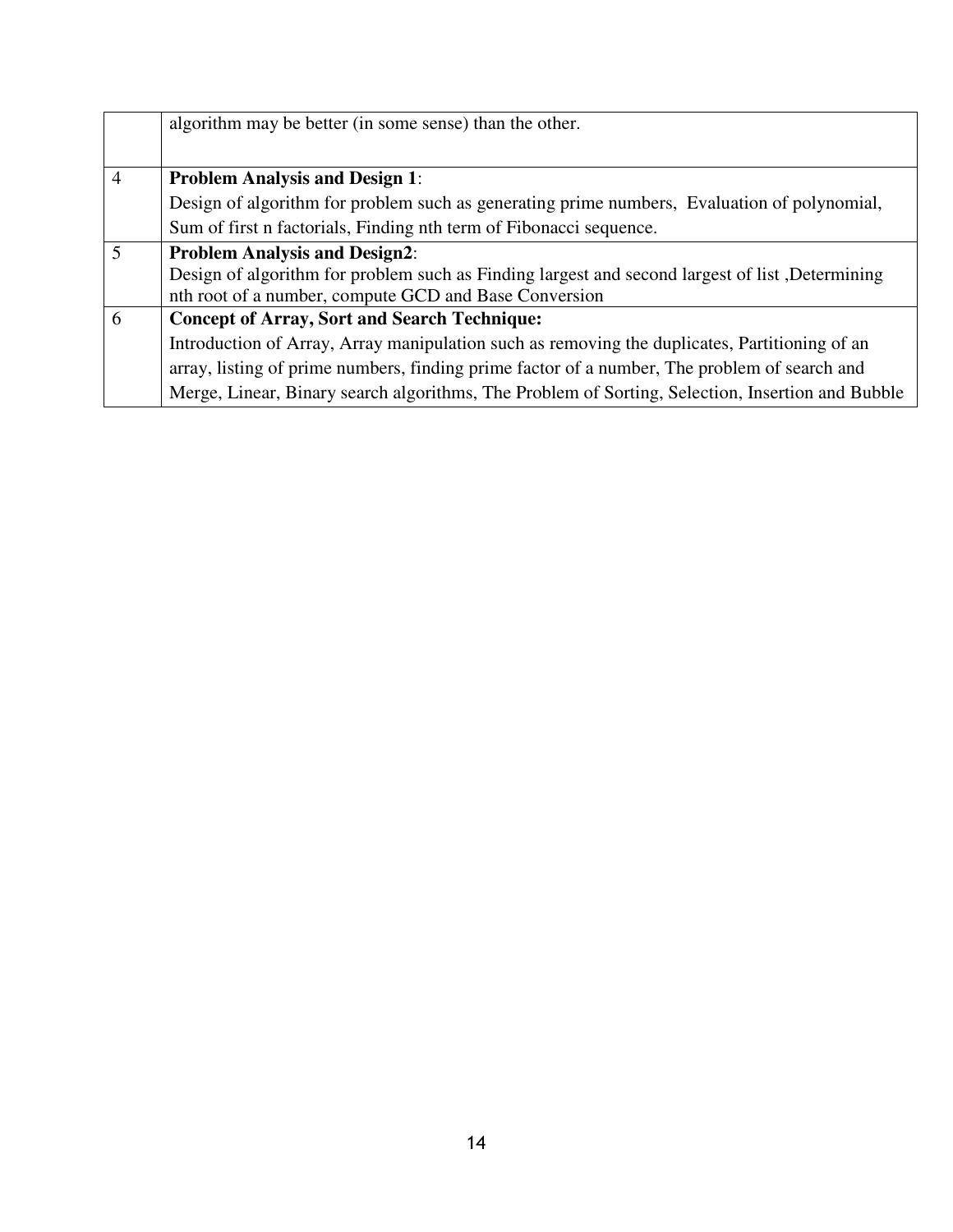| | |
|---|---|
| | algorithm may be better (in some sense) than the other. |
| 4 | **Problem Analysis and Design 1**:<br>Design of algorithm for problem such as generating prime numbers, Evaluation of polynomial, Sum of first n factorials, Finding nth term of Fibonacci sequence. |
| 5 | **Problem Analysis and Design2**:<br>Design of algorithm for problem such as Finding largest and second largest of list ,Determining nth root of a number, compute GCD and Base Conversion |
| 6 | **Concept of Array, Sort and Search Technique:**<br>Introduction of Array, Array manipulation such as removing the duplicates, Partitioning of an array, listing of prime numbers, finding prime factor of a number, The problem of search and Merge, Linear, Binary search algorithms, The Problem of Sorting, Selection, Insertion and Bubble |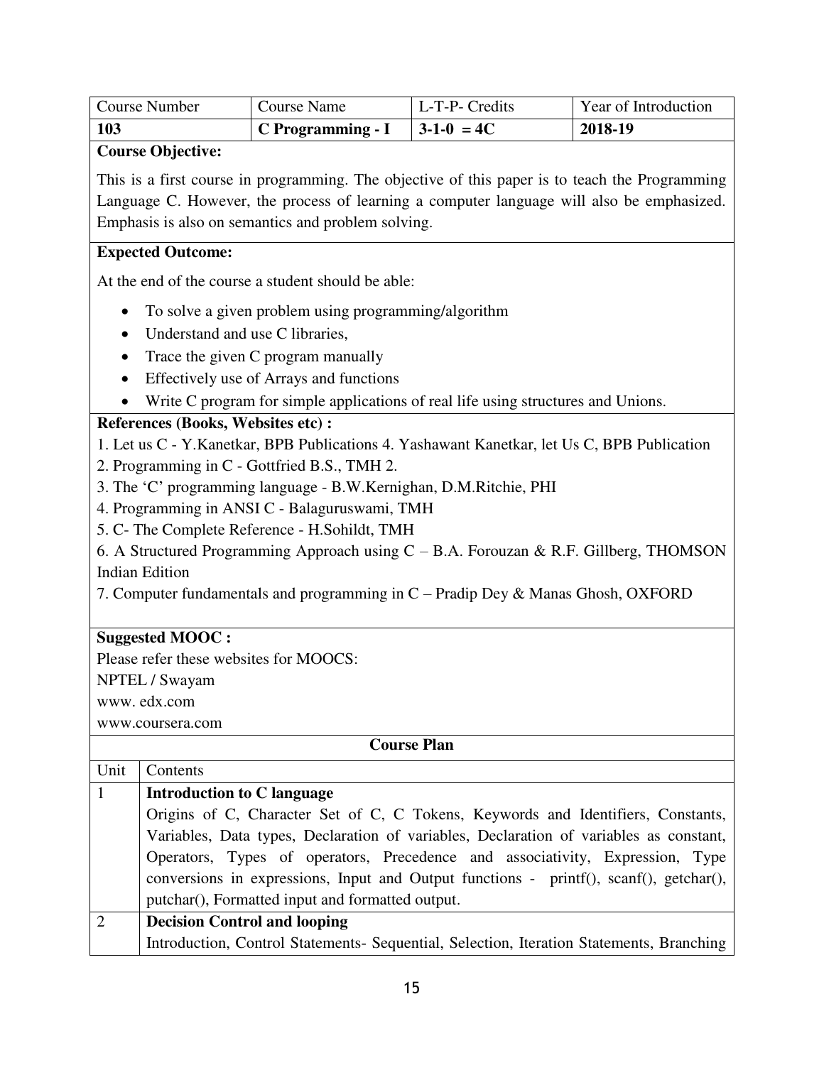| Course Number | Course Name | L-T-P- Credits | Year of Introduction |
|---|---|---|---|
| **103** | **C Programming - I** | **3-1-0 = 4C** | **2018-19** |

**Course Objective:**

This is a first course in programming. The objective of this paper is to teach the Programming Language C. However, the process of learning a computer language will also be emphasized. Emphasis is also on semantics and problem solving.

**Expected Outcome:**

At the end of the course a student should be able:

- To solve a given problem using programming/algorithm
- Understand and use C libraries,
- Trace the given C program manually
- Effectively use of Arrays and functions
- Write C program for simple applications of real life using structures and Unions.

**References (Books, Websites etc) :**

1. Let us C - Y.Kanetkar, BPB Publications 4. Yashawant Kanetkar, let Us C, BPB Publication
2. Programming in C - Gottfried B.S., TMH 2.
3. The 'C' programming language - B.W.Kernighan, D.M.Ritchie, PHI
4. Programming in ANSI C - Balaguruswami, TMH
5. C- The Complete Reference - H.Sohildt, TMH
6. A Structured Programming Approach using C – B.A. Forouzan & R.F. Gillberg, THOMSON Indian Edition
7. Computer fundamentals and programming in C – Pradip Dey & Manas Ghosh, OXFORD

**Suggested MOOC :**

Please refer these websites for MOOCS:
NPTEL / Swayam
www. edx.com
www.coursera.com

**Course Plan**

| Unit | Contents |
|---|---|
| 1 | **Introduction to C language**<br>Origins of C, Character Set of C, C Tokens, Keywords and Identifiers, Constants, Variables, Data types, Declaration of variables, Declaration of variables as constant, Operators, Types of operators, Precedence and associativity, Expression, Type conversions in expressions, Input and Output functions - printf(), scanf(), getchar(), putchar(), Formatted input and formatted output. |
| 2 | **Decision Control and looping**<br>Introduction, Control Statements- Sequential, Selection, Iteration Statements, Branching |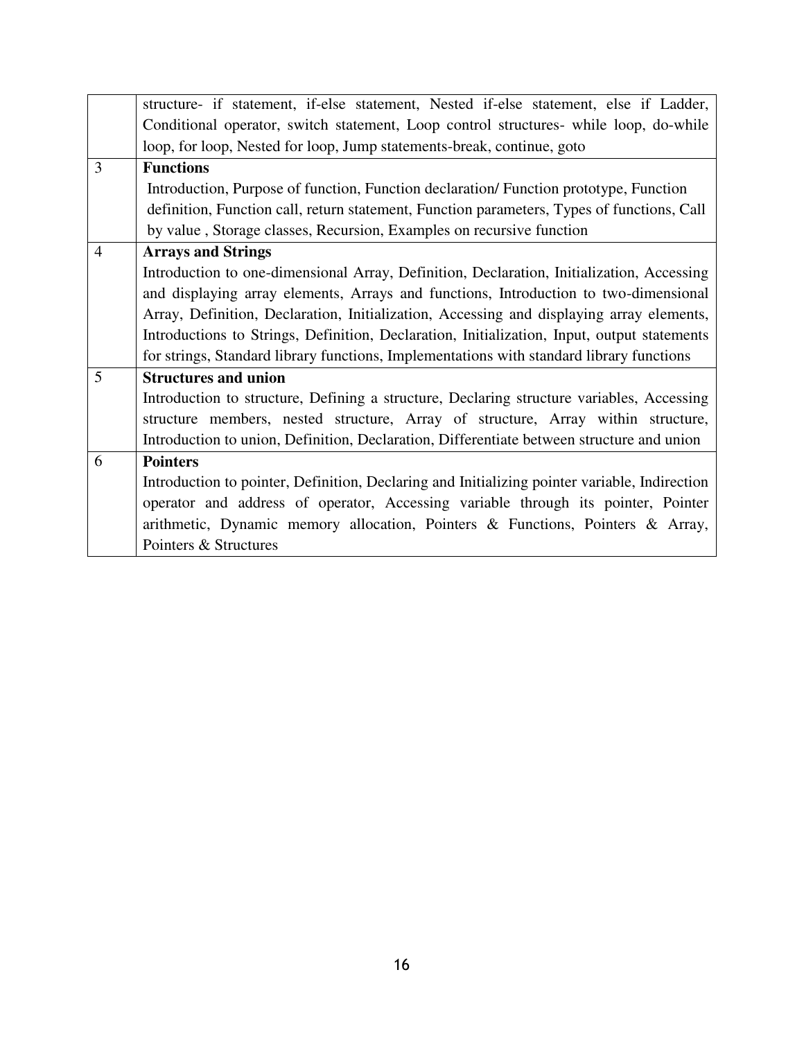| | |
|---|---|
| | structure- if statement, if-else statement, Nested if-else statement, else if Ladder, Conditional operator, switch statement, Loop control structures- while loop, do-while loop, for loop, Nested for loop, Jump statements-break, continue, goto |
| 3 | **Functions**<br>Introduction, Purpose of function, Function declaration/ Function prototype, Function definition, Function call, return statement, Function parameters, Types of functions, Call by value , Storage classes, Recursion, Examples on recursive function |
| 4 | **Arrays and Strings**<br>Introduction to one-dimensional Array, Definition, Declaration, Initialization, Accessing and displaying array elements, Arrays and functions, Introduction to two-dimensional Array, Definition, Declaration, Initialization, Accessing and displaying array elements, Introductions to Strings, Definition, Declaration, Initialization, Input, output statements for strings, Standard library functions, Implementations with standard library functions |
| 5 | **Structures and union**<br>Introduction to structure, Defining a structure, Declaring structure variables, Accessing structure members, nested structure, Array of structure, Array within structure, Introduction to union, Definition, Declaration, Differentiate between structure and union |
| 6 | **Pointers**<br>Introduction to pointer, Definition, Declaring and Initializing pointer variable, Indirection operator and address of operator, Accessing variable through its pointer, Pointer arithmetic, Dynamic memory allocation, Pointers & Functions, Pointers & Array, Pointers & Structures |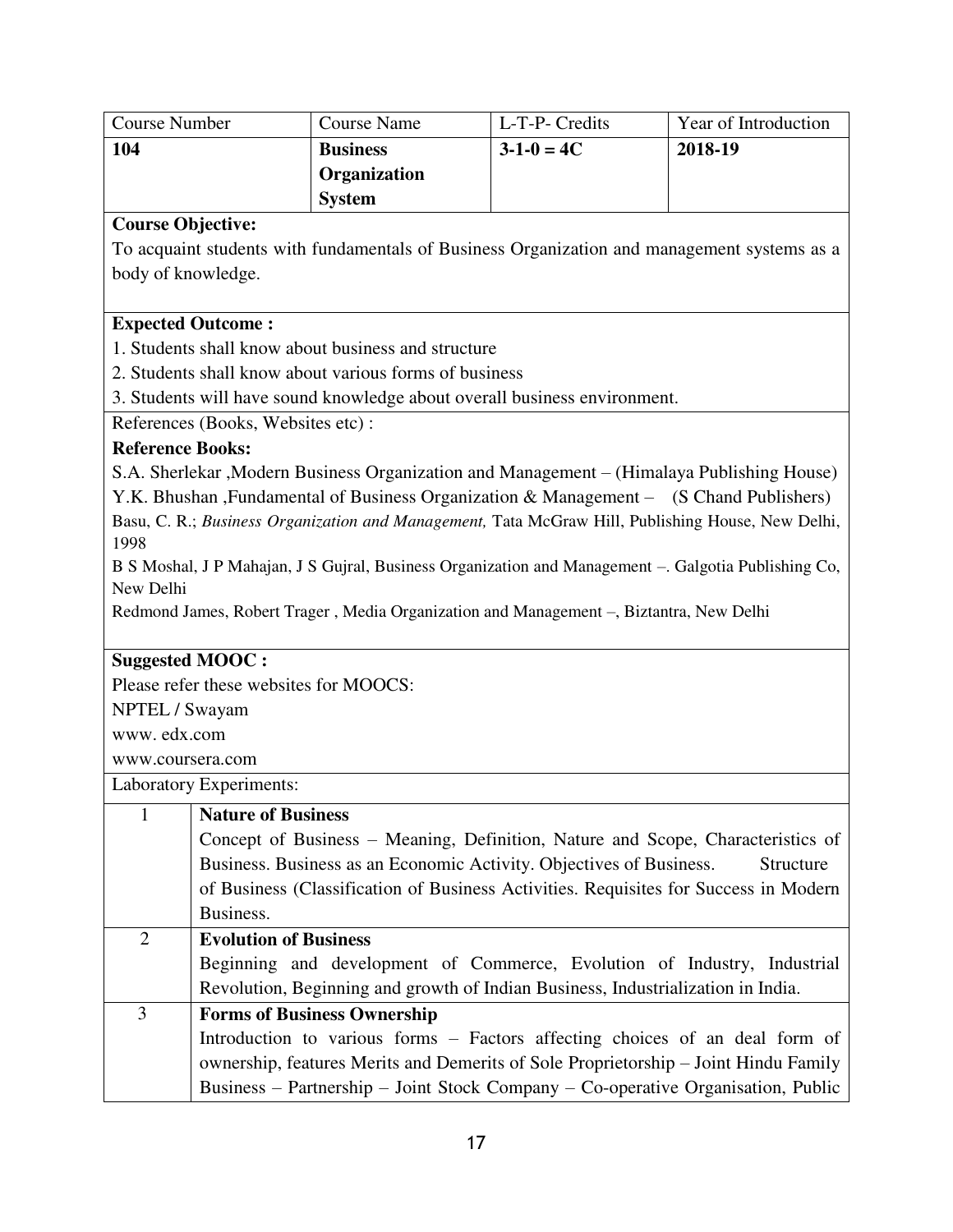| Course Number | Course Name | L-T-P- Credits | Year of Introduction |
|---|---|---|---|
| **104** | **Business Organization System** | **3-1-0 = 4C** | **2018-19** |

**Course Objective:**

To acquaint students with fundamentals of Business Organization and management systems as a body of knowledge.

**Expected Outcome :**

1. Students shall know about business and structure
2. Students shall know about various forms of business
3. Students will have sound knowledge about overall business environment.

References (Books, Websites etc) :

**Reference Books:**

S.A. Sherlekar ,Modern Business Organization and Management – (Himalaya Publishing House)

Y.K. Bhushan ,Fundamental of Business Organization & Management – (S Chand Publishers)

Basu, C. R.; *Business Organization and Management,* Tata McGraw Hill, Publishing House, New Delhi, 1998

B S Moshal, J P Mahajan, J S Gujral, Business Organization and Management –. Galgotia Publishing Co, New Delhi

Redmond James, Robert Trager , Media Organization and Management –, Biztantra, New Delhi

**Suggested MOOC :**

Please refer these websites for MOOCS:

NPTEL / Swayam

www. edx.com

www.coursera.com

Laboratory Experiments:

| | |
|---|---|
| 1 | **Nature of Business**<br>Concept of Business – Meaning, Definition, Nature and Scope, Characteristics of Business. Business as an Economic Activity. Objectives of Business. Structure of Business (Classification of Business Activities. Requisites for Success in Modern Business. |
| 2 | **Evolution of Business**<br>Beginning and development of Commerce, Evolution of Industry, Industrial Revolution, Beginning and growth of Indian Business, Industrialization in India. |
| 3 | **Forms of Business Ownership**<br>Introduction to various forms – Factors affecting choices of an deal form of ownership, features Merits and Demerits of Sole Proprietorship – Joint Hindu Family Business – Partnership – Joint Stock Company – Co-operative Organisation, Public |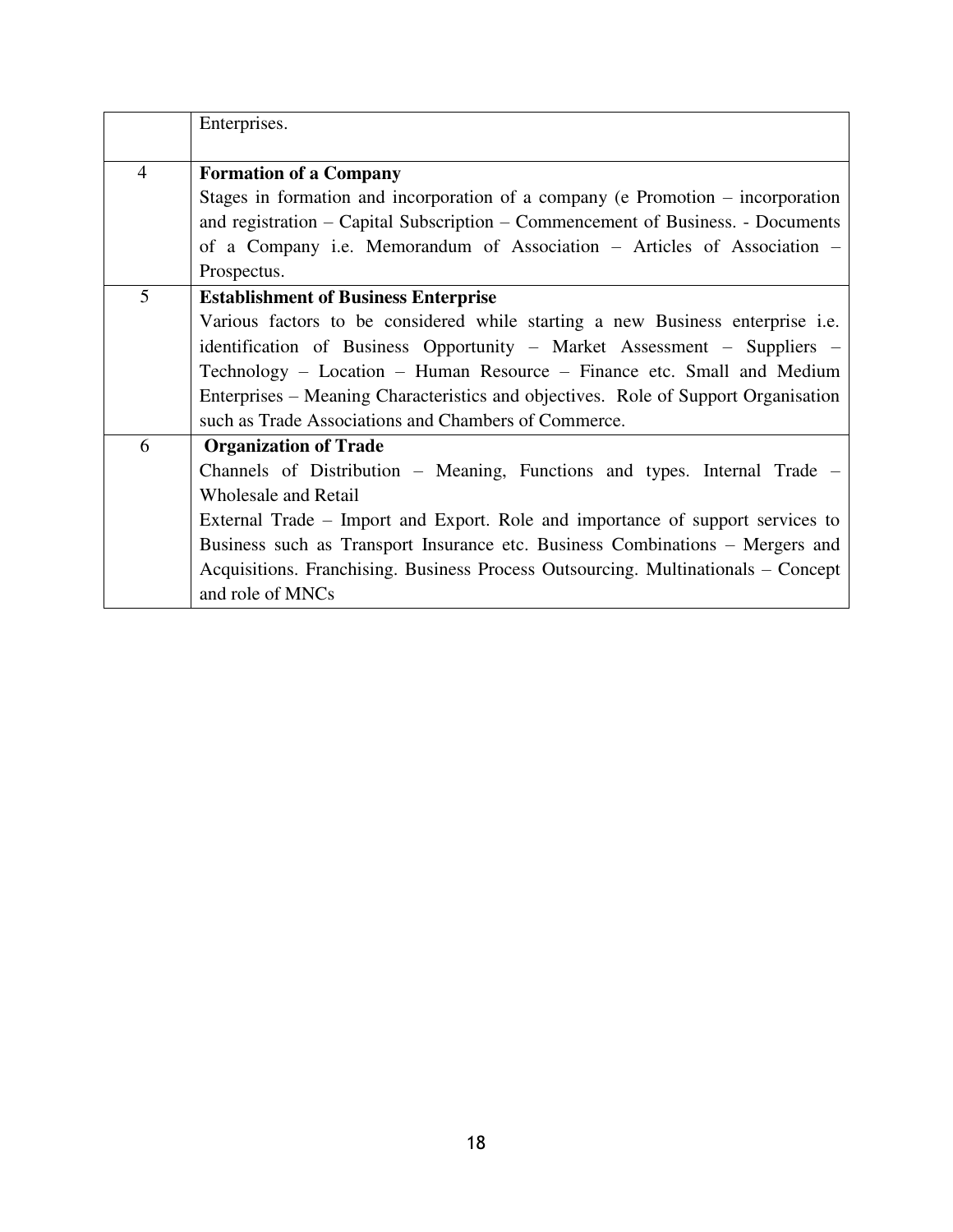| | |
|---|---|
| | Enterprises. |
| 4 | **Formation of a Company**<br>Stages in formation and incorporation of a company (e Promotion – incorporation and registration – Capital Subscription – Commencement of Business. - Documents of a Company i.e. Memorandum of Association – Articles of Association – Prospectus. |
| 5 | **Establishment of Business Enterprise**<br>Various factors to be considered while starting a new Business enterprise i.e. identification of Business Opportunity – Market Assessment – Suppliers – Technology – Location – Human Resource – Finance etc. Small and Medium Enterprises – Meaning Characteristics and objectives. Role of Support Organisation such as Trade Associations and Chambers of Commerce. |
| 6 | **Organization of Trade**<br>Channels of Distribution – Meaning, Functions and types. Internal Trade – Wholesale and Retail<br>External Trade – Import and Export. Role and importance of support services to Business such as Transport Insurance etc. Business Combinations – Mergers and Acquisitions. Franchising. Business Process Outsourcing. Multinationals – Concept and role of MNCs |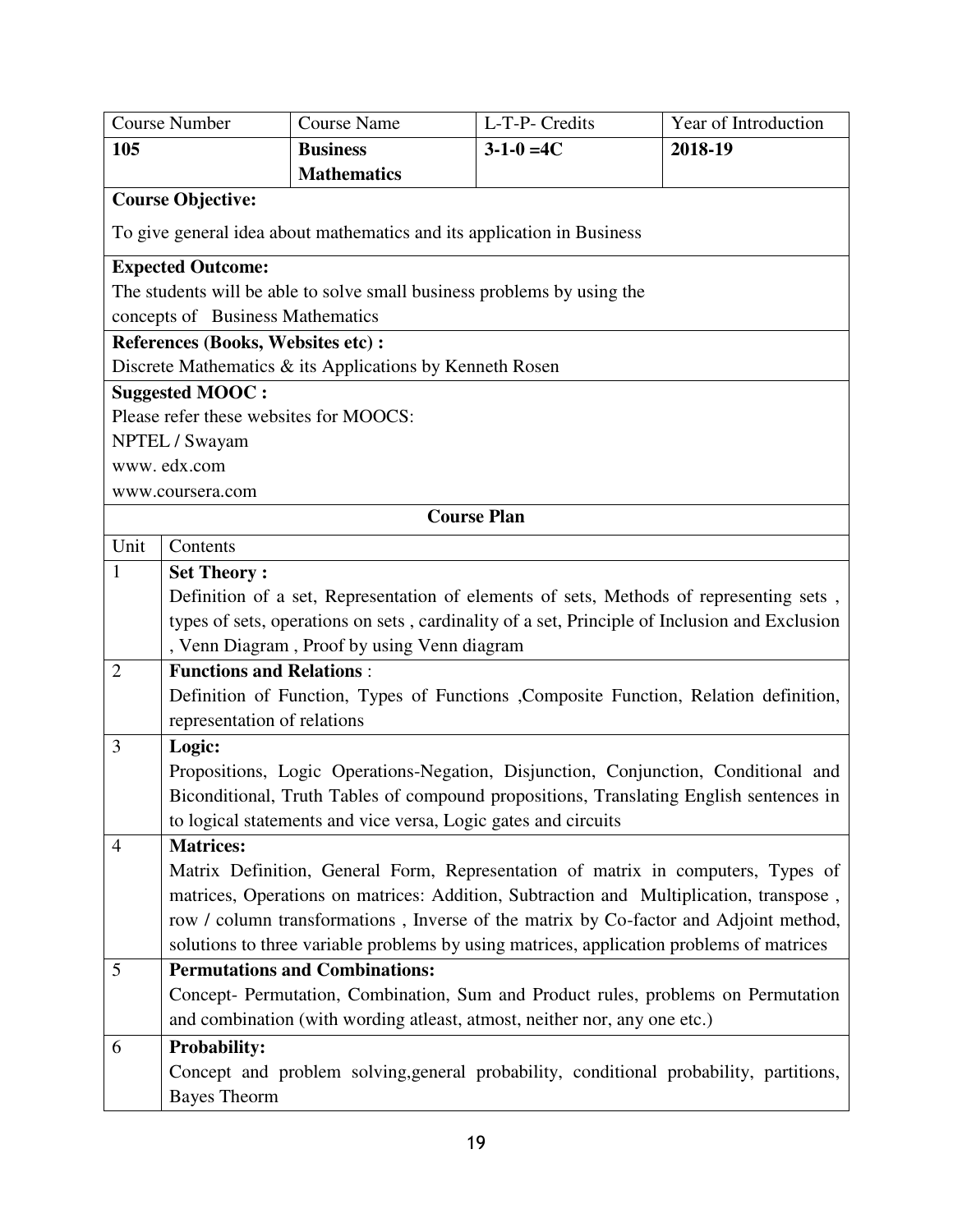| Course Number | Course Name | L-T-P- Credits | Year of Introduction |
|---|---|---|---|
| **105** | **Business Mathematics** | **3-1-0 =4C** | **2018-19** |

**Course Objective:**

To give general idea about mathematics and its application in Business

**Expected Outcome:**

The students will be able to solve small business problems by using the concepts of Business Mathematics

**References (Books, Websites etc) :**

Discrete Mathematics & its Applications by Kenneth Rosen

**Suggested MOOC :**

Please refer these websites for MOOCS:

NPTEL / Swayam

www. edx.com

www.coursera.com

**Course Plan**

| Unit | Contents |
|---|---|
| 1 | **Set Theory :** Definition of a set, Representation of elements of sets, Methods of representing sets , types of sets, operations on sets , cardinality of a set, Principle of Inclusion and Exclusion , Venn Diagram , Proof by using Venn diagram |
| 2 | **Functions and Relations** : Definition of Function, Types of Functions ,Composite Function, Relation definition, representation of relations |
| 3 | **Logic:** Propositions, Logic Operations-Negation, Disjunction, Conjunction, Conditional and Biconditional, Truth Tables of compound propositions, Translating English sentences in to logical statements and vice versa, Logic gates and circuits |
| 4 | **Matrices:** Matrix Definition, General Form, Representation of matrix in computers, Types of matrices, Operations on matrices: Addition, Subtraction and Multiplication, transpose , row / column transformations , Inverse of the matrix by Co-factor and Adjoint method, solutions to three variable problems by using matrices, application problems of matrices |
| 5 | **Permutations and Combinations:** Concept- Permutation, Combination, Sum and Product rules, problems on Permutation and combination (with wording atleast, atmost, neither nor, any one etc.) |
| 6 | **Probability:** Concept and problem solving,general probability, conditional probability, partitions, Bayes Theorm |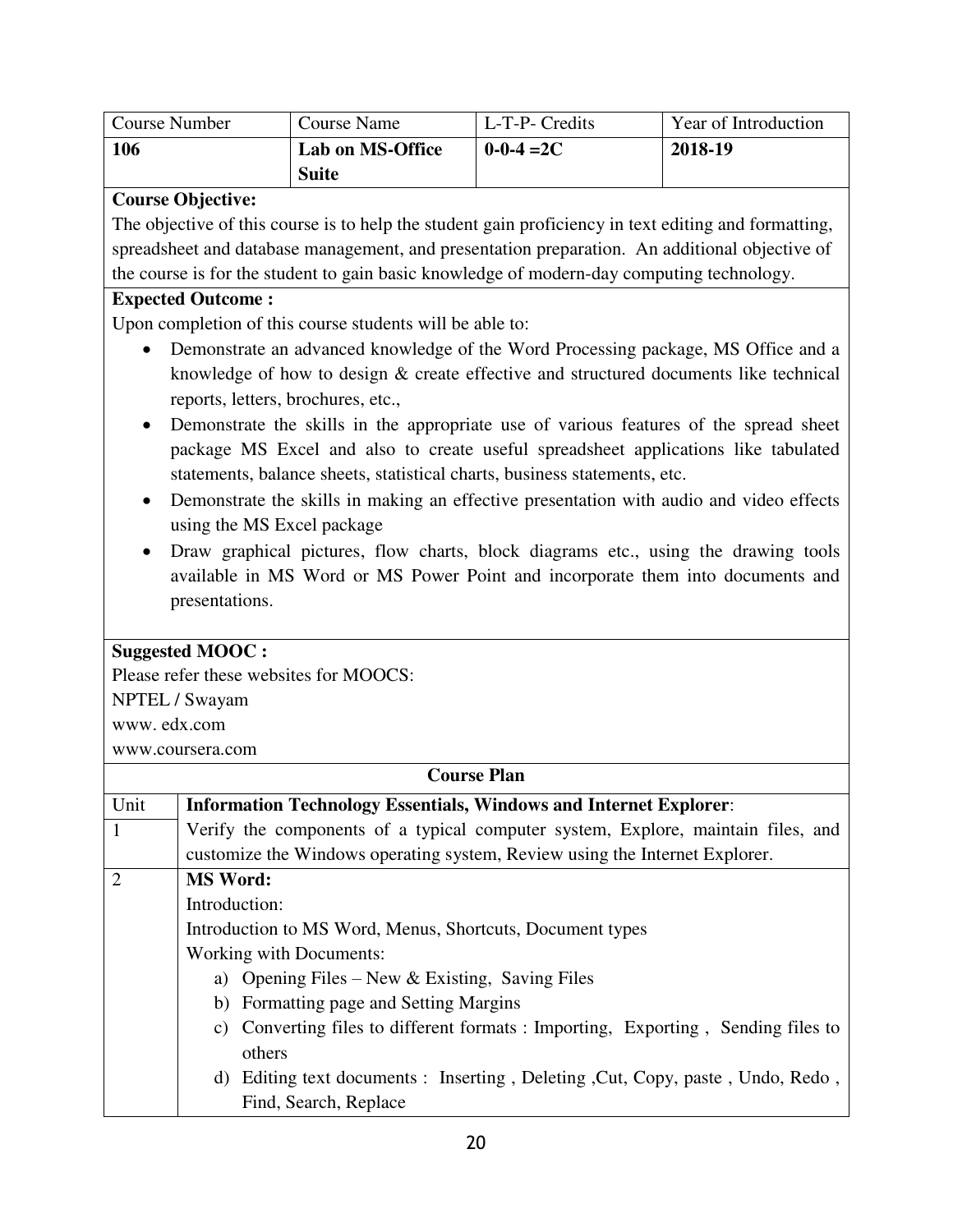| Course Number | Course Name | L-T-P- Credits | Year of Introduction |
|---|---|---|---|
| **106** | **Lab on MS-Office Suite** | **0-0-4 =2C** | **2018-19** |

**Course Objective:**

The objective of this course is to help the student gain proficiency in text editing and formatting, spreadsheet and database management, and presentation preparation. An additional objective of the course is for the student to gain basic knowledge of modern-day computing technology.

**Expected Outcome :**

Upon completion of this course students will be able to:

- Demonstrate an advanced knowledge of the Word Processing package, MS Office and a knowledge of how to design & create effective and structured documents like technical reports, letters, brochures, etc.,
- Demonstrate the skills in the appropriate use of various features of the spread sheet package MS Excel and also to create useful spreadsheet applications like tabulated statements, balance sheets, statistical charts, business statements, etc.
- Demonstrate the skills in making an effective presentation with audio and video effects using the MS Excel package
- Draw graphical pictures, flow charts, block diagrams etc., using the drawing tools available in MS Word or MS Power Point and incorporate them into documents and presentations.

**Suggested MOOC :**

Please refer these websites for MOOCS:

NPTEL / Swayam

www. edx.com

www.coursera.com

**Course Plan**

| Unit | **Information Technology Essentials, Windows and Internet Explorer**: |
|---|---|
| 1 | Verify the components of a typical computer system, Explore, maintain files, and customize the Windows operating system, Review using the Internet Explorer. |
| 2 | **MS Word:**<br>Introduction:<br>Introduction to MS Word, Menus, Shortcuts, Document types<br>Working with Documents:<br>a) Opening Files – New & Existing, Saving Files<br>b) Formatting page and Setting Margins<br>c) Converting files to different formats : Importing, Exporting , Sending files to others<br>d) Editing text documents : Inserting , Deleting ,Cut, Copy, paste , Undo, Redo , Find, Search, Replace |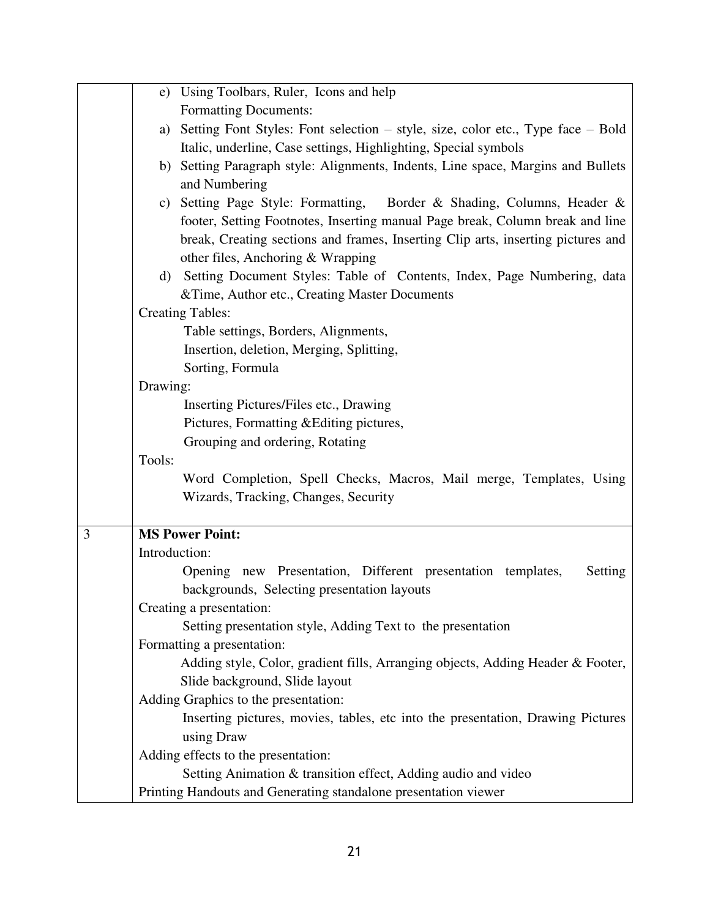| | |
|---|---|
| | e) Using Toolbars, Ruler, Icons and help<br>Formatting Documents:<br>a) Setting Font Styles: Font selection – style, size, color etc., Type face – Bold Italic, underline, Case settings, Highlighting, Special symbols<br>b) Setting Paragraph style: Alignments, Indents, Line space, Margins and Bullets and Numbering<br>c) Setting Page Style: Formatting, Border & Shading, Columns, Header & footer, Setting Footnotes, Inserting manual Page break, Column break and line break, Creating sections and frames, Inserting Clip arts, inserting pictures and other files, Anchoring & Wrapping<br>d) Setting Document Styles: Table of Contents, Index, Page Numbering, data &Time, Author etc., Creating Master Documents<br>Creating Tables:<br>Table settings, Borders, Alignments,<br>Insertion, deletion, Merging, Splitting,<br>Sorting, Formula<br>Drawing:<br>Inserting Pictures/Files etc., Drawing<br>Pictures, Formatting &Editing pictures,<br>Grouping and ordering, Rotating<br>Tools:<br>Word Completion, Spell Checks, Macros, Mail merge, Templates, Using Wizards, Tracking, Changes, Security |
| 3 | **MS Power Point:**<br>Introduction:<br>Opening new Presentation, Different presentation templates, Setting backgrounds, Selecting presentation layouts<br>Creating a presentation:<br>Setting presentation style, Adding Text to the presentation<br>Formatting a presentation:<br>Adding style, Color, gradient fills, Arranging objects, Adding Header & Footer, Slide background, Slide layout<br>Adding Graphics to the presentation:<br>Inserting pictures, movies, tables, etc into the presentation, Drawing Pictures using Draw<br>Adding effects to the presentation:<br>Setting Animation & transition effect, Adding audio and video<br>Printing Handouts and Generating standalone presentation viewer |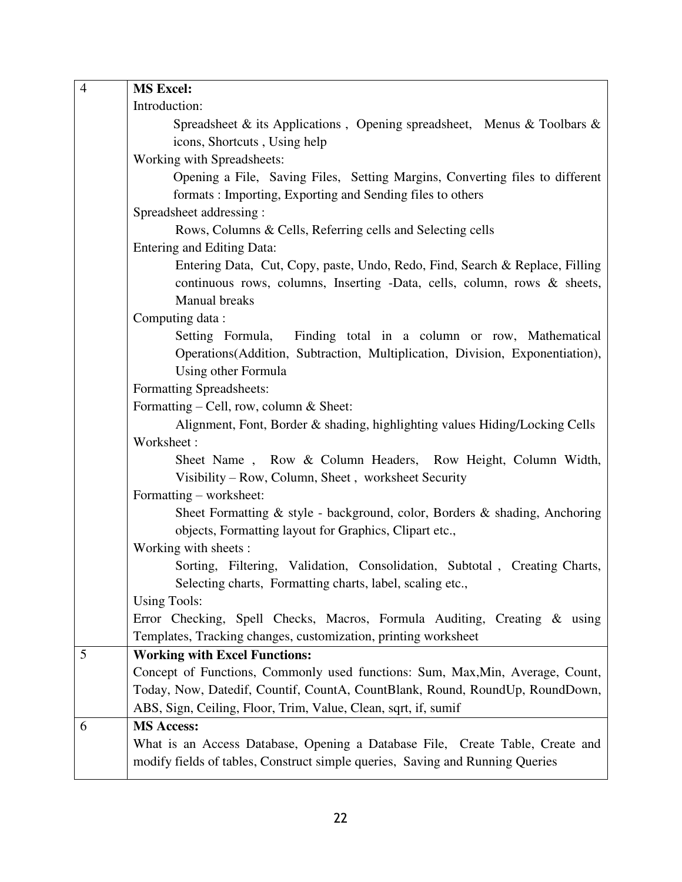| | |
|---|---|
| 4 | **MS Excel:**<br>Introduction:<br>Spreadsheet & its Applications , Opening spreadsheet, Menus & Toolbars & icons, Shortcuts , Using help<br>Working with Spreadsheets:<br>Opening a File, Saving Files, Setting Margins, Converting files to different formats : Importing, Exporting and Sending files to others<br>Spreadsheet addressing :<br>Rows, Columns & Cells, Referring cells and Selecting cells<br>Entering and Editing Data:<br>Entering Data, Cut, Copy, paste, Undo, Redo, Find, Search & Replace, Filling continuous rows, columns, Inserting -Data, cells, column, rows & sheets, Manual breaks<br>Computing data :<br>Setting Formula, Finding total in a column or row, Mathematical Operations(Addition, Subtraction, Multiplication, Division, Exponentiation), Using other Formula<br>Formatting Spreadsheets:<br>Formatting – Cell, row, column & Sheet:<br>Alignment, Font, Border & shading, highlighting values Hiding/Locking Cells<br>Worksheet :<br>Sheet Name , Row & Column Headers, Row Height, Column Width, Visibility – Row, Column, Sheet , worksheet Security<br>Formatting – worksheet:<br>Sheet Formatting & style - background, color, Borders & shading, Anchoring objects, Formatting layout for Graphics, Clipart etc.,<br>Working with sheets :<br>Sorting, Filtering, Validation, Consolidation, Subtotal , Creating Charts, Selecting charts, Formatting charts, label, scaling etc.,<br>Using Tools:<br>Error Checking, Spell Checks, Macros, Formula Auditing, Creating & using Templates, Tracking changes, customization, printing worksheet |
| 5 | **Working with Excel Functions:**<br>Concept of Functions, Commonly used functions: Sum, Max,Min, Average, Count, Today, Now, Datedif, Countif, CountA, CountBlank, Round, RoundUp, RoundDown, ABS, Sign, Ceiling, Floor, Trim, Value, Clean, sqrt, if, sumif |
| 6 | **MS Access:**<br>What is an Access Database, Opening a Database File, Create Table, Create and modify fields of tables, Construct simple queries, Saving and Running Queries |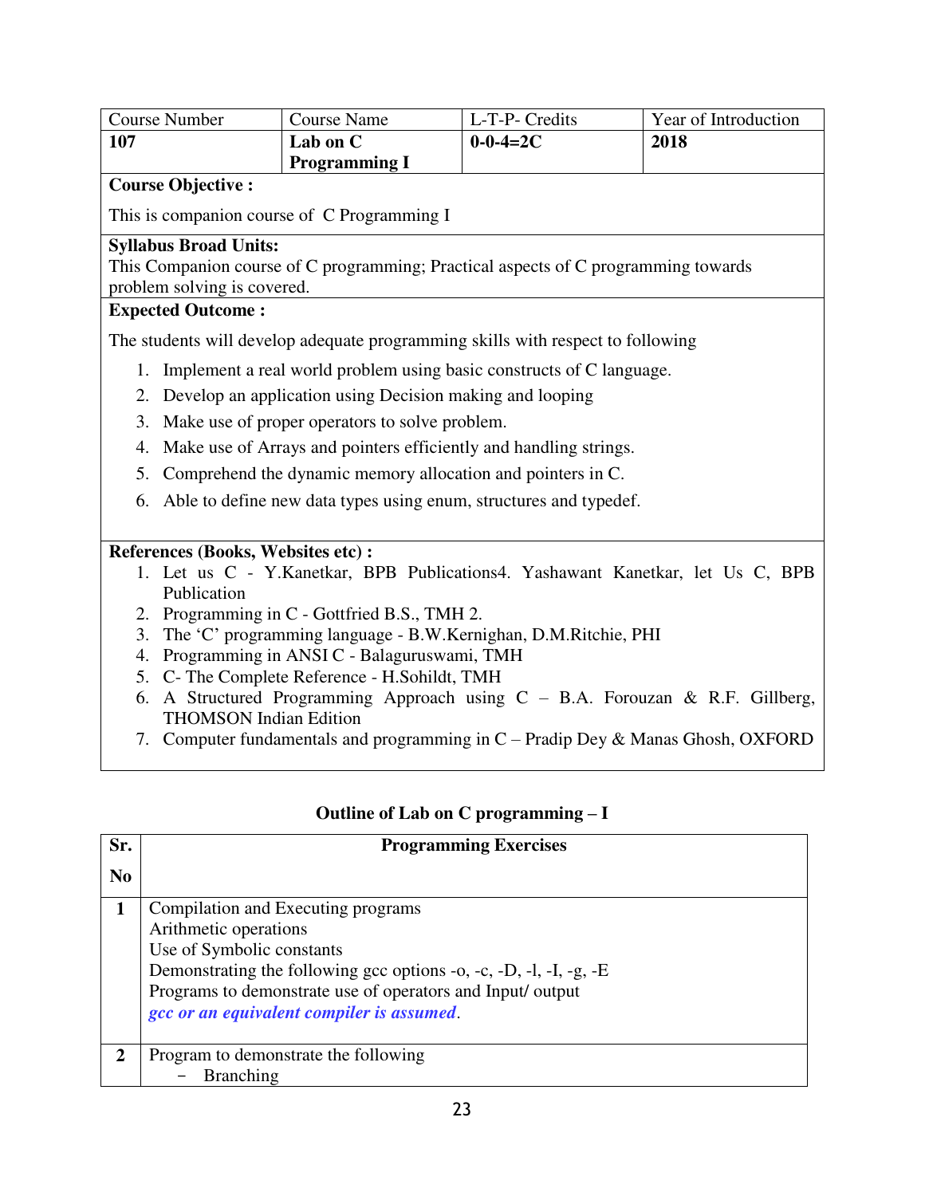| Course Number | Course Name | L-T-P- Credits | Year of Introduction |
|---|---|---|---|
| **107** | **Lab on C Programming I** | **0-0-4=2C** | **2018** |

**Course Objective :**

This is companion course of C Programming I

**Syllabus Broad Units:**

This Companion course of C programming; Practical aspects of C programming towards problem solving is covered.

**Expected Outcome :**

The students will develop adequate programming skills with respect to following

1. Implement a real world problem using basic constructs of C language.
2. Develop an application using Decision making and looping
3. Make use of proper operators to solve problem.
4. Make use of Arrays and pointers efficiently and handling strings.
5. Comprehend the dynamic memory allocation and pointers in C.
6. Able to define new data types using enum, structures and typedef.

**References (Books, Websites etc) :**

1. Let us C - Y.Kanetkar, BPB Publications4. Yashawant Kanetkar, let Us C, BPB Publication
2. Programming in C - Gottfried B.S., TMH 2.
3. The 'C' programming language - B.W.Kernighan, D.M.Ritchie, PHI
4. Programming in ANSI C - Balaguruswami, TMH
5. C- The Complete Reference - H.Sohildt, TMH
6. A Structured Programming Approach using C – B.A. Forouzan & R.F. Gillberg, THOMSON Indian Edition
7. Computer fundamentals and programming in C – Pradip Dey & Manas Ghosh, OXFORD

## Outline of Lab on C programming – I

| Sr. No | Programming Exercises |
|---|---|
| **1** | Compilation and Executing programs<br>Arithmetic operations<br>Use of Symbolic constants<br>Demonstrating the following gcc options -o, -c, -D, -l, -I, -g, -E<br>Programs to demonstrate use of operators and Input/ output<br>***gcc or an equivalent compiler is assumed*.** |
| **2** | Program to demonstrate the following<br>- Branching |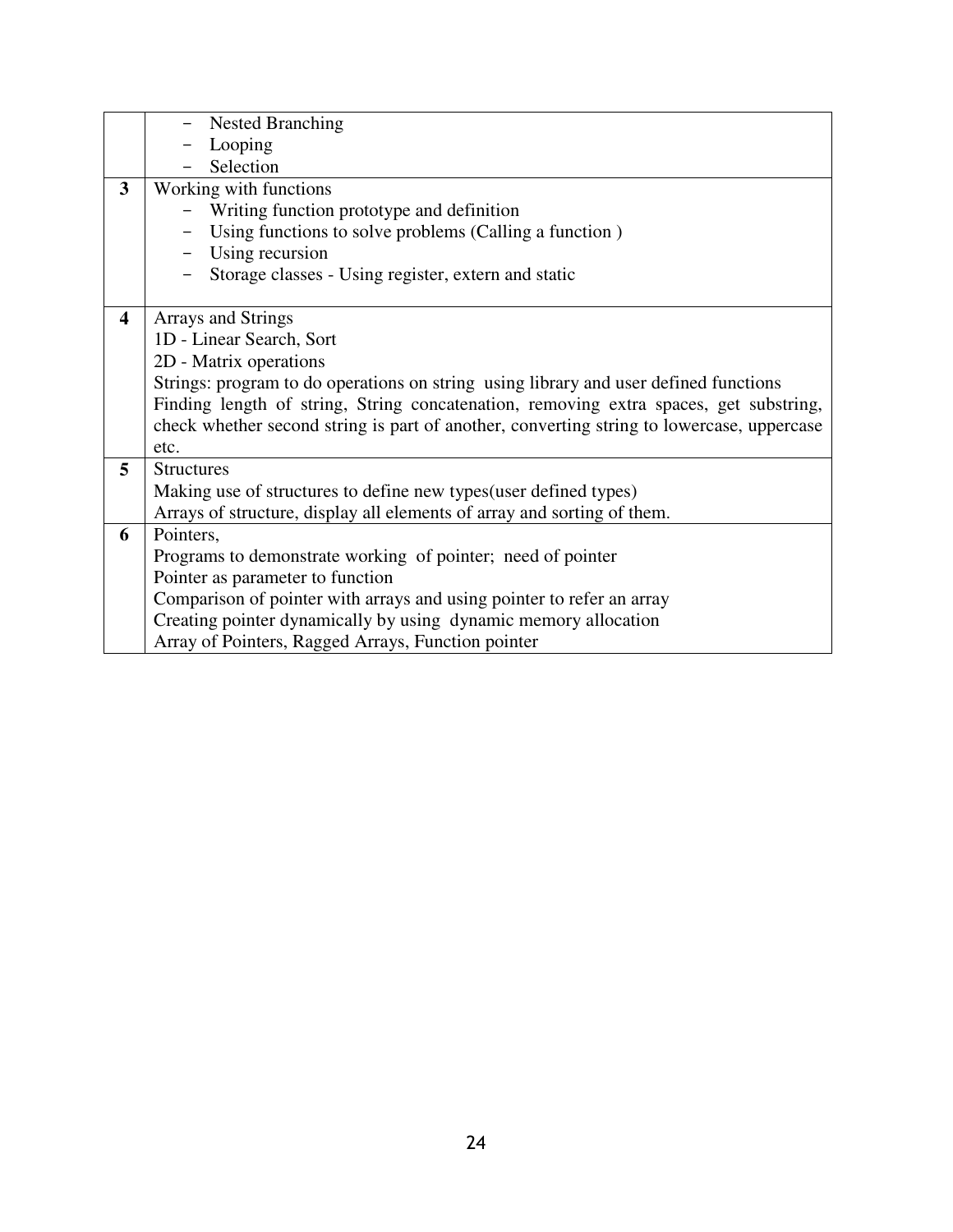| | |
|---|---|
| | - Nested Branching<br>- Looping<br>- Selection |
| **3** | Working with functions<br>- Writing function prototype and definition<br>- Using functions to solve problems (Calling a function )<br>- Using recursion<br>- Storage classes - Using register, extern and static |
| **4** | Arrays and Strings<br>1D - Linear Search, Sort<br>2D - Matrix operations<br>Strings: program to do operations on string using library and user defined functions<br>Finding length of string, String concatenation, removing extra spaces, get substring, check whether second string is part of another, converting string to lowercase, uppercase etc. |
| **5** | Structures<br>Making use of structures to define new types(user defined types)<br>Arrays of structure, display all elements of array and sorting of them. |
| **6** | Pointers,<br>Programs to demonstrate working of pointer; need of pointer<br>Pointer as parameter to function<br>Comparison of pointer with arrays and using pointer to refer an array<br>Creating pointer dynamically by using dynamic memory allocation<br>Array of Pointers, Ragged Arrays, Function pointer |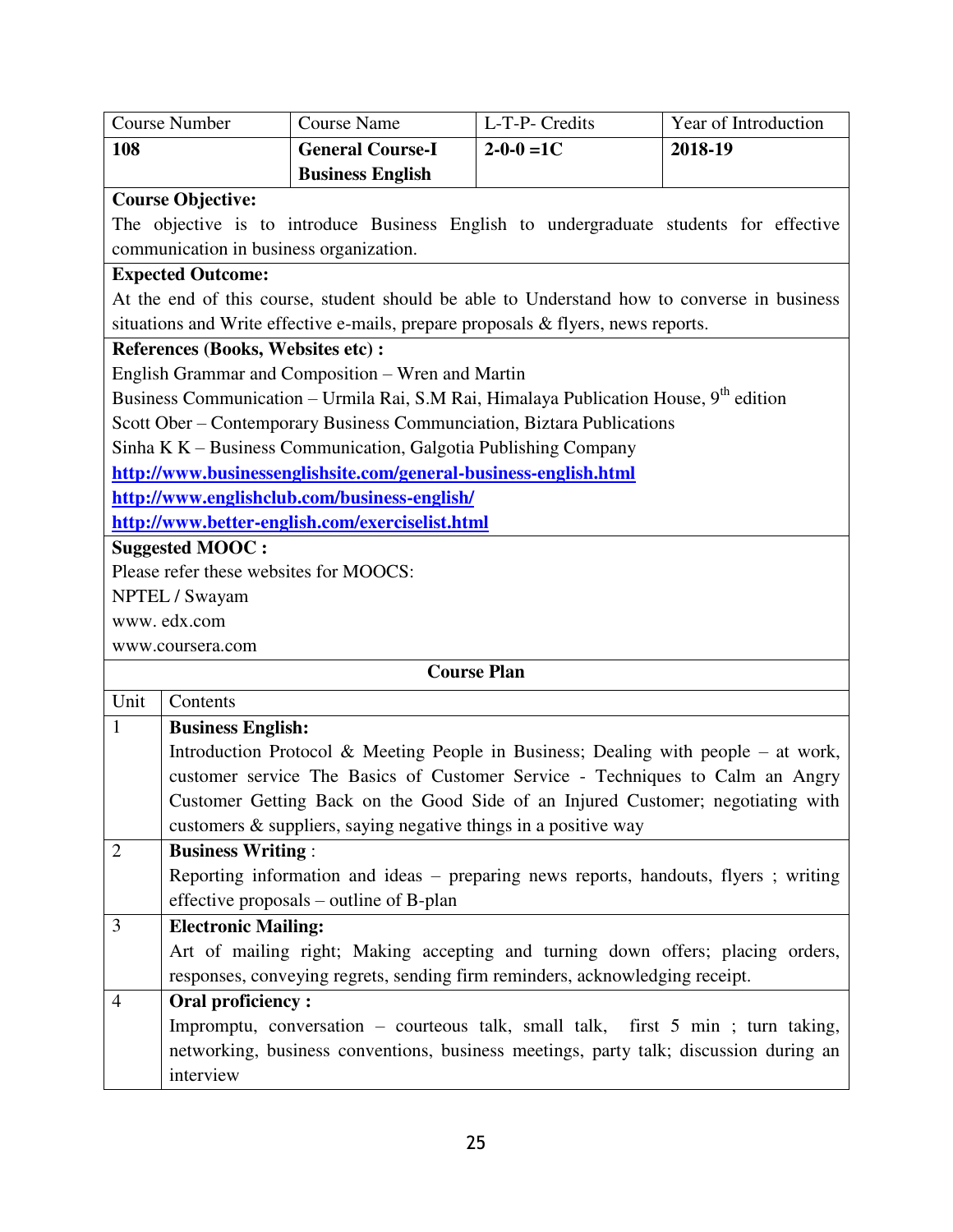| Course Number | Course Name | L-T-P- Credits | Year of Introduction |
|---|---|---|---|
| **108** | **General Course-I Business English** | **2-0-0 =1C** | **2018-19** |

**Course Objective:**

The objective is to introduce Business English to undergraduate students for effective communication in business organization.

**Expected Outcome:**

At the end of this course, student should be able to Understand how to converse in business situations and Write effective e-mails, prepare proposals & flyers, news reports.

**References (Books, Websites etc) :**

English Grammar and Composition – Wren and Martin

Business Communication – Urmila Rai, S.M Rai, Himalaya Publication House, 9th edition

Scott Ober – Contemporary Business Communciation, Biztara Publications

Sinha K K – Business Communication, Galgotia Publishing Company

**http://www.businessenglishsite.com/general-business-english.html**

**http://www.englishclub.com/business-english/**

**http://www.better-english.com/exerciselist.html**

**Suggested MOOC :**

Please refer these websites for MOOCS:

NPTEL / Swayam

www. edx.com

www.coursera.com

**Course Plan**

| Unit | Contents |
|---|---|
| 1 | **Business English:** Introduction Protocol & Meeting People in Business; Dealing with people – at work, customer service The Basics of Customer Service - Techniques to Calm an Angry Customer Getting Back on the Good Side of an Injured Customer; negotiating with customers & suppliers, saying negative things in a positive way |
| 2 | **Business Writing** : Reporting information and ideas – preparing news reports, handouts, flyers ; writing effective proposals – outline of B-plan |
| 3 | **Electronic Mailing:** Art of mailing right; Making accepting and turning down offers; placing orders, responses, conveying regrets, sending firm reminders, acknowledging receipt. |
| 4 | **Oral proficiency :** Impromptu, conversation – courteous talk, small talk, first 5 min ; turn taking, networking, business conventions, business meetings, party talk; discussion during an interview |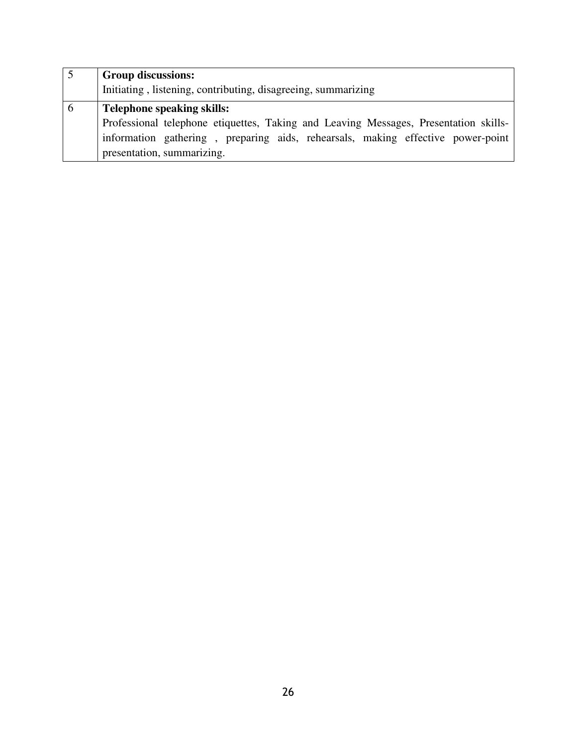| | |
|---|---|
| 5 | **Group discussions:**<br>Initiating , listening, contributing, disagreeing, summarizing |
| 6 | **Telephone speaking skills:**<br>Professional telephone etiquettes, Taking and Leaving Messages, Presentation skills-information gathering , preparing aids, rehearsals, making effective power-point presentation, summarizing. |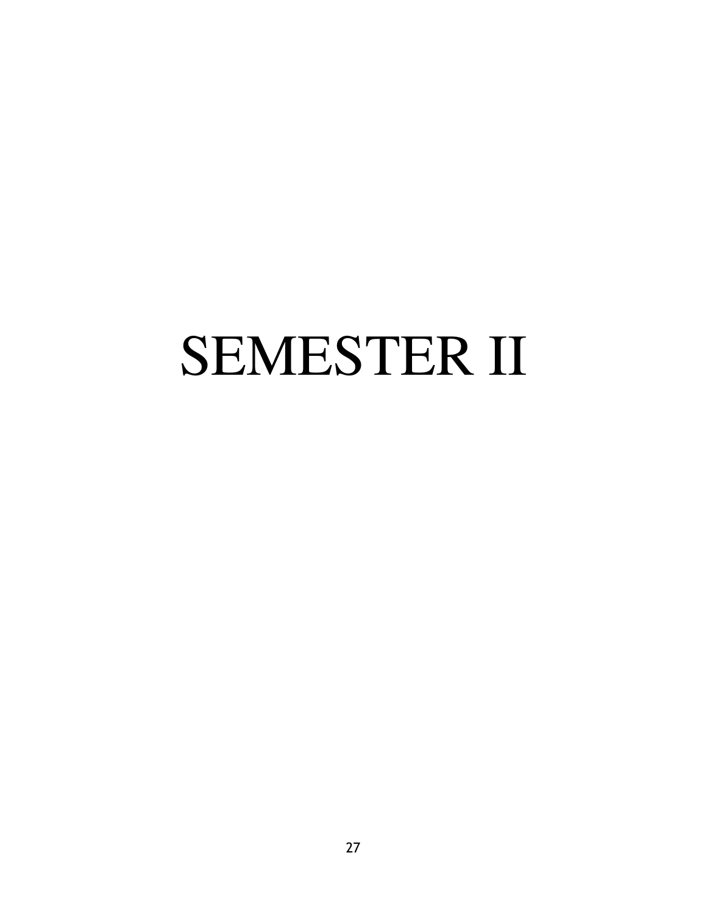# SEMESTER II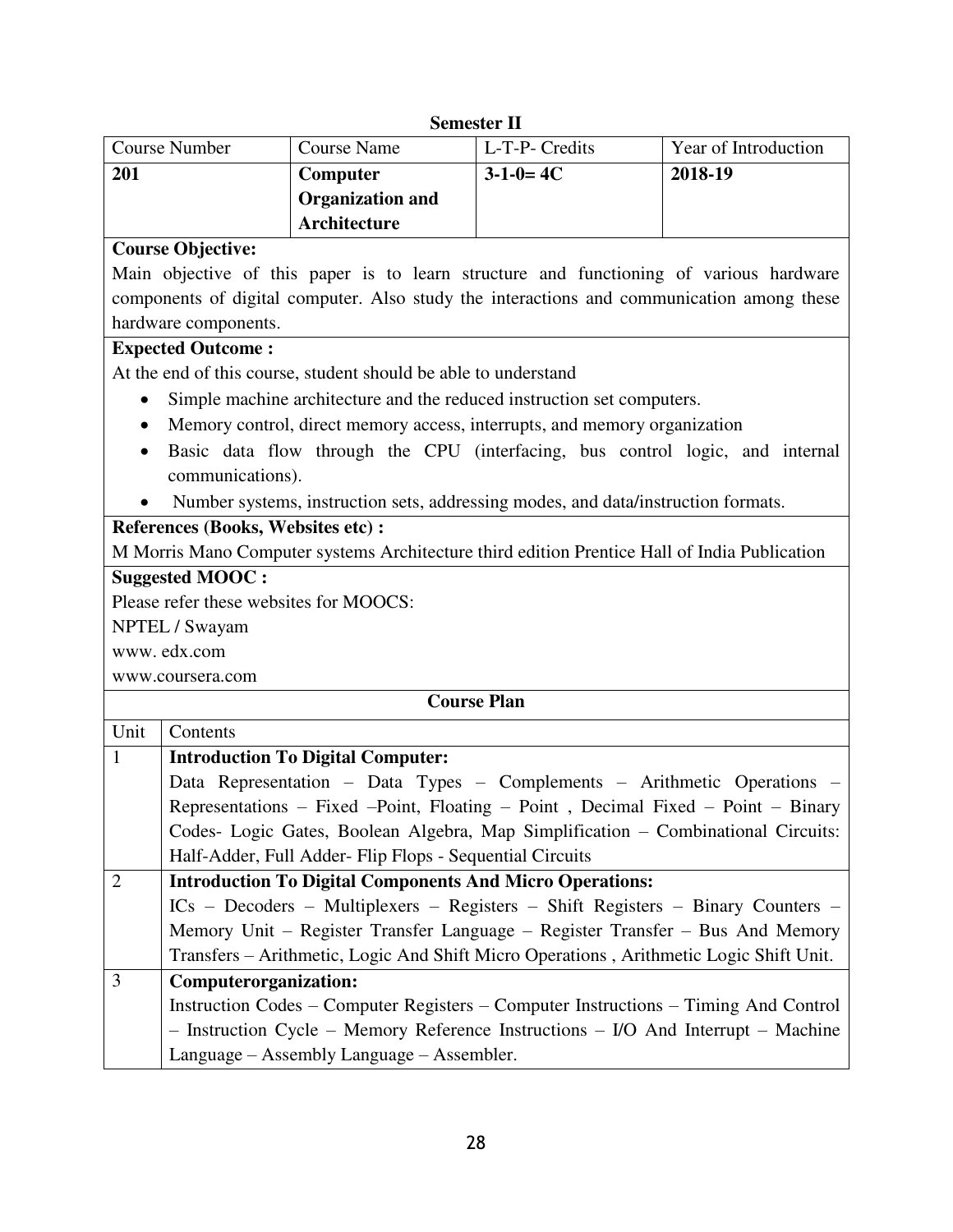**Semester II**

| Course Number | Course Name | L-T-P- Credits | Year of Introduction |
|---|---|---|---|
| **201** | **Computer Organization and Architecture** | **3-1-0= 4C** | **2018-19** |

**Course Objective:**

Main objective of this paper is to learn structure and functioning of various hardware components of digital computer. Also study the interactions and communication among these hardware components.

**Expected Outcome :**

At the end of this course, student should be able to understand

- Simple machine architecture and the reduced instruction set computers.
- Memory control, direct memory access, interrupts, and memory organization
- Basic data flow through the CPU (interfacing, bus control logic, and internal communications).
- Number systems, instruction sets, addressing modes, and data/instruction formats.

**References (Books, Websites etc) :**

M Morris Mano Computer systems Architecture third edition Prentice Hall of India Publication

**Suggested MOOC :**

Please refer these websites for MOOCS:

NPTEL / Swayam

www. edx.com

www.coursera.com

**Course Plan**

| Unit | Contents |
|---|---|
| 1 | **Introduction To Digital Computer:** Data Representation – Data Types – Complements – Arithmetic Operations – Representations – Fixed –Point, Floating – Point , Decimal Fixed – Point – Binary Codes- Logic Gates, Boolean Algebra, Map Simplification – Combinational Circuits: Half-Adder, Full Adder- Flip Flops - Sequential Circuits |
| 2 | **Introduction To Digital Components And Micro Operations:** ICs – Decoders – Multiplexers – Registers – Shift Registers – Binary Counters – Memory Unit – Register Transfer Language – Register Transfer – Bus And Memory Transfers – Arithmetic, Logic And Shift Micro Operations , Arithmetic Logic Shift Unit. |
| 3 | **Computerorganization:** Instruction Codes – Computer Registers – Computer Instructions – Timing And Control – Instruction Cycle – Memory Reference Instructions – I/O And Interrupt – Machine Language – Assembly Language – Assembler. |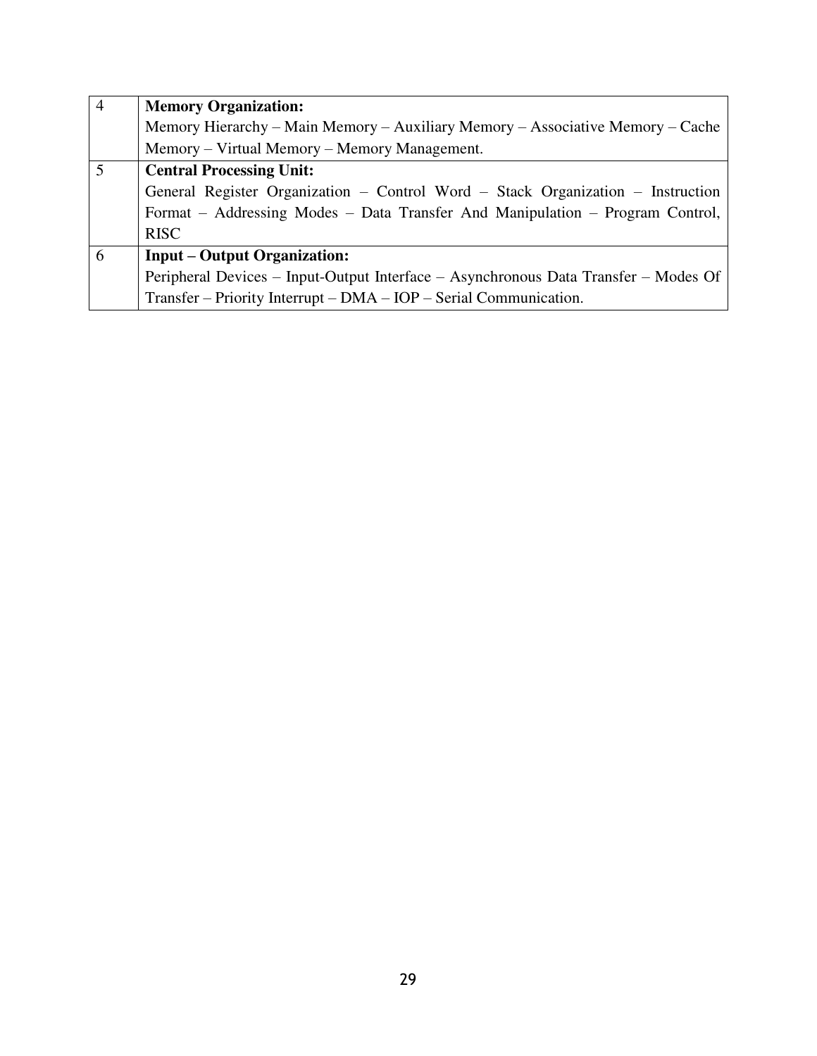| | |
|---|---|
| 4 | **Memory Organization:**<br>Memory Hierarchy – Main Memory – Auxiliary Memory – Associative Memory – Cache Memory – Virtual Memory – Memory Management. |
| 5 | **Central Processing Unit:**<br>General Register Organization – Control Word – Stack Organization – Instruction Format – Addressing Modes – Data Transfer And Manipulation – Program Control, RISC |
| 6 | **Input – Output Organization:**<br>Peripheral Devices – Input-Output Interface – Asynchronous Data Transfer – Modes Of Transfer – Priority Interrupt – DMA – IOP – Serial Communication. |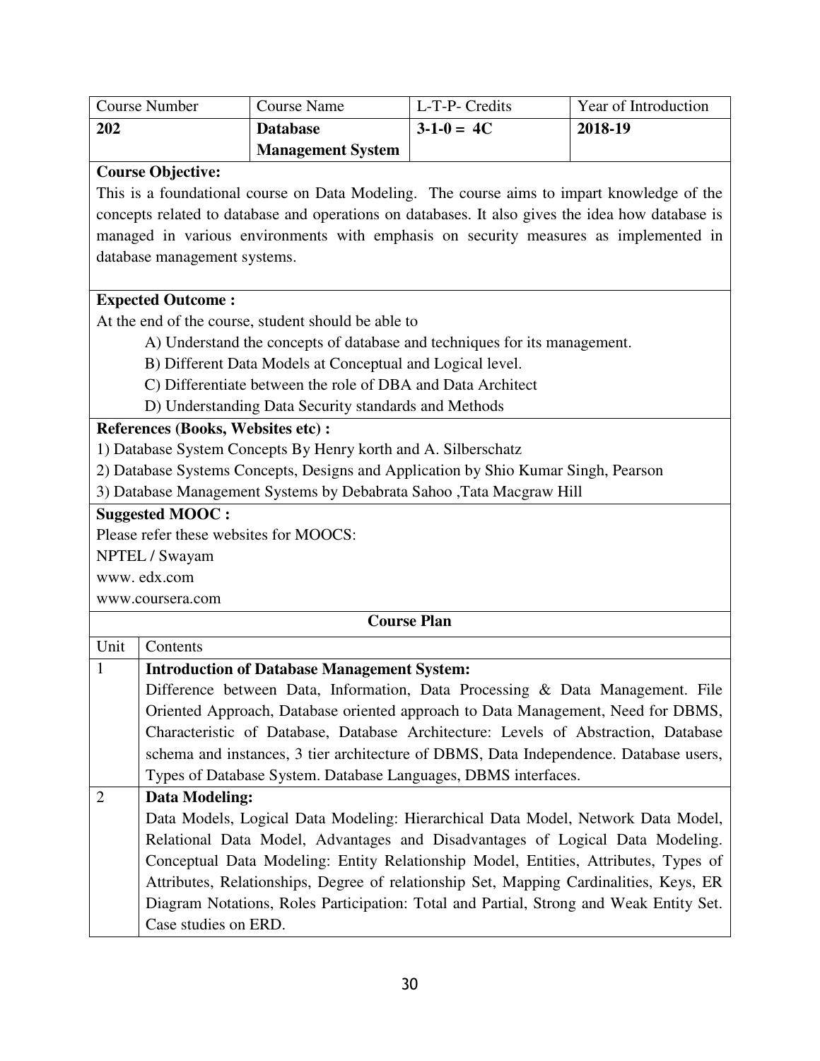| Course Number | Course Name | L-T-P- Credits | Year of Introduction |
|---|---|---|---|
| **202** | **Database Management System** | **3-1-0 = 4C** | **2018-19** |

**Course Objective:**

This is a foundational course on Data Modeling. The course aims to impart knowledge of the concepts related to database and operations on databases. It also gives the idea how database is managed in various environments with emphasis on security measures as implemented in database management systems.

**Expected Outcome :**

At the end of the course, student should be able to

A) Understand the concepts of database and techniques for its management.

B) Different Data Models at Conceptual and Logical level.

C) Differentiate between the role of DBA and Data Architect

D) Understanding Data Security standards and Methods

**References (Books, Websites etc) :**

1) Database System Concepts By Henry korth and A. Silberschatz

2) Database Systems Concepts, Designs and Application by Shio Kumar Singh, Pearson

3) Database Management Systems by Debabrata Sahoo ,Tata Macgraw Hill

**Suggested MOOC :**

Please refer these websites for MOOCS:

NPTEL / Swayam

www. edx.com

www.coursera.com

**Course Plan**

| Unit | Contents |
|---|---|
| 1 | **Introduction of Database Management System:** Difference between Data, Information, Data Processing & Data Management. File Oriented Approach, Database oriented approach to Data Management, Need for DBMS, Characteristic of Database, Database Architecture: Levels of Abstraction, Database schema and instances, 3 tier architecture of DBMS, Data Independence. Database users, Types of Database System. Database Languages, DBMS interfaces. |
| 2 | **Data Modeling:** Data Models, Logical Data Modeling: Hierarchical Data Model, Network Data Model, Relational Data Model, Advantages and Disadvantages of Logical Data Modeling. Conceptual Data Modeling: Entity Relationship Model, Entities, Attributes, Types of Attributes, Relationships, Degree of relationship Set, Mapping Cardinalities, Keys, ER Diagram Notations, Roles Participation: Total and Partial, Strong and Weak Entity Set. Case studies on ERD. |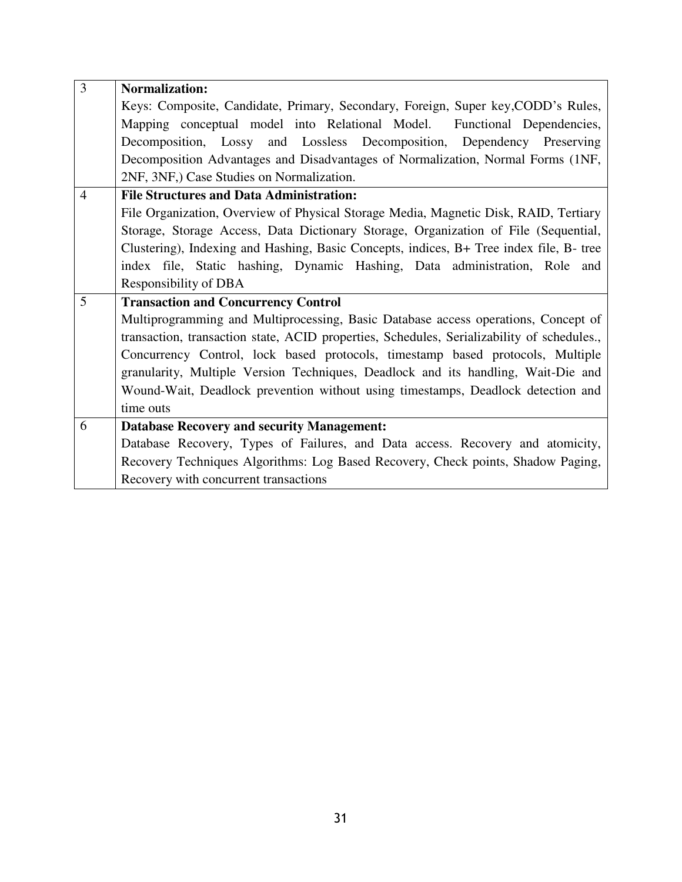| | |
|---|---|
| 3 | **Normalization:**<br>Keys: Composite, Candidate, Primary, Secondary, Foreign, Super key,CODD's Rules, Mapping conceptual model into Relational Model. Functional Dependencies, Decomposition, Lossy and Lossless Decomposition, Dependency Preserving Decomposition Advantages and Disadvantages of Normalization, Normal Forms (1NF, 2NF, 3NF,) Case Studies on Normalization. |
| 4 | **File Structures and Data Administration:**<br>File Organization, Overview of Physical Storage Media, Magnetic Disk, RAID, Tertiary Storage, Storage Access, Data Dictionary Storage, Organization of File (Sequential, Clustering), Indexing and Hashing, Basic Concepts, indices, B+ Tree index file, B- tree index file, Static hashing, Dynamic Hashing, Data administration, Role and Responsibility of DBA |
| 5 | **Transaction and Concurrency Control**<br>Multiprogramming and Multiprocessing, Basic Database access operations, Concept of transaction, transaction state, ACID properties, Schedules, Serializability of schedules., Concurrency Control, lock based protocols, timestamp based protocols, Multiple granularity, Multiple Version Techniques, Deadlock and its handling, Wait-Die and Wound-Wait, Deadlock prevention without using timestamps, Deadlock detection and time outs |
| 6 | **Database Recovery and security Management:**<br>Database Recovery, Types of Failures, and Data access. Recovery and atomicity, Recovery Techniques Algorithms: Log Based Recovery, Check points, Shadow Paging, Recovery with concurrent transactions |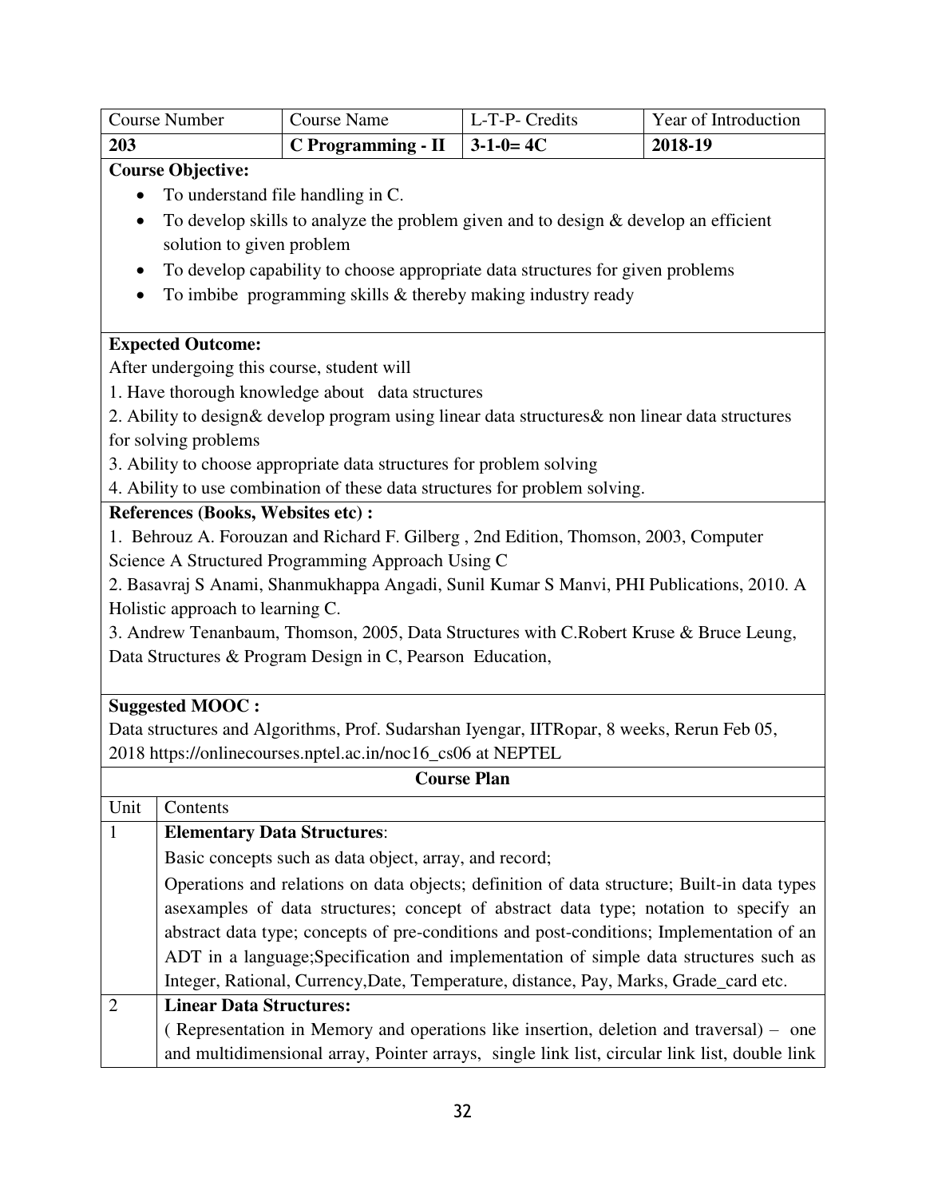| Course Number | Course Name | L-T-P- Credits | Year of Introduction |
|---|---|---|---|
| **203** | **C Programming - II** | **3-1-0= 4C** | **2018-19** |

**Course Objective:**

- To understand file handling in C.
- To develop skills to analyze the problem given and to design & develop an efficient solution to given problem
- To develop capability to choose appropriate data structures for given problems
- To imbibe programming skills & thereby making industry ready

**Expected Outcome:**

After undergoing this course, student will

1. Have thorough knowledge about data structures
2. Ability to design& develop program using linear data structures& non linear data structures for solving problems
3. Ability to choose appropriate data structures for problem solving
4. Ability to use combination of these data structures for problem solving.

**References (Books, Websites etc) :**

1. Behrouz A. Forouzan and Richard F. Gilberg , 2nd Edition, Thomson, 2003, Computer Science A Structured Programming Approach Using C
2. Basavraj S Anami, Shanmukhappa Angadi, Sunil Kumar S Manvi, PHI Publications, 2010. A Holistic approach to learning C.
3. Andrew Tenanbaum, Thomson, 2005, Data Structures with C.Robert Kruse & Bruce Leung, Data Structures & Program Design in C, Pearson Education,

**Suggested MOOC :**

Data structures and Algorithms, Prof. Sudarshan Iyengar, IITRopar, 8 weeks, Rerun Feb 05, 2018 https://onlinecourses.nptel.ac.in/noc16_cs06 at NEPTEL

**Course Plan**

| Unit | Contents |
|---|---|
| 1 | **Elementary Data Structures**:<br>Basic concepts such as data object, array, and record;<br>Operations and relations on data objects; definition of data structure; Built-in data types asexamples of data structures; concept of abstract data type; notation to specify an abstract data type; concepts of pre-conditions and post-conditions; Implementation of an ADT in a language;Specification and implementation of simple data structures such as Integer, Rational, Currency,Date, Temperature, distance, Pay, Marks, Grade_card etc. |
| 2 | **Linear Data Structures:**<br>( Representation in Memory and operations like insertion, deletion and traversal) – one and multidimensional array, Pointer arrays, single link list, circular link list, double link |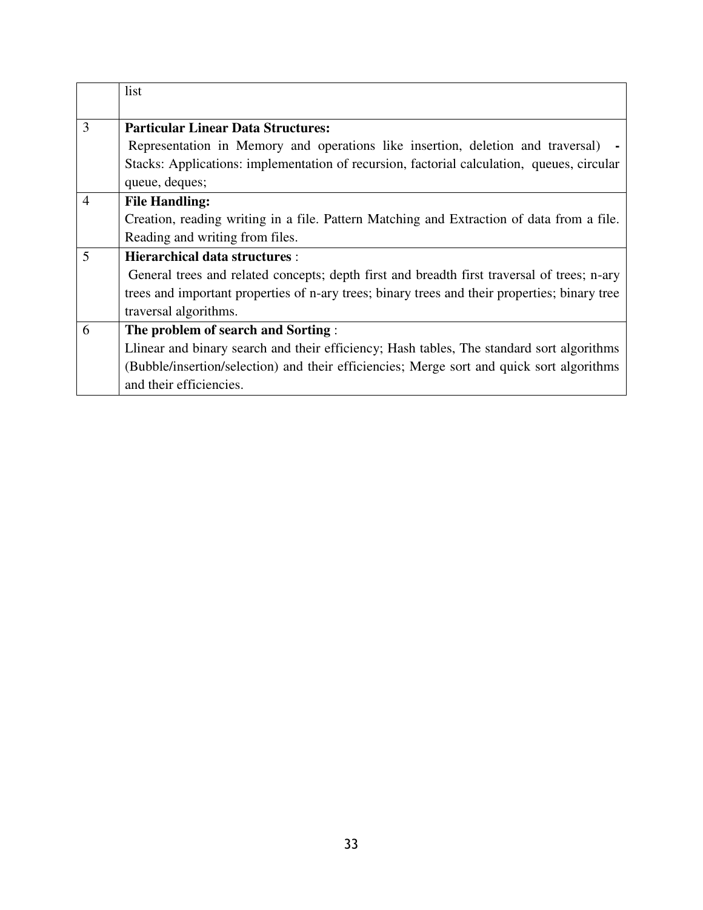| | |
|---|---|
| | list |
| 3 | **Particular Linear Data Structures:**<br>Representation in Memory and operations like insertion, deletion and traversal) **-** Stacks: Applications: implementation of recursion, factorial calculation, queues, circular queue, deques; |
| 4 | **File Handling:**<br>Creation, reading writing in a file. Pattern Matching and Extraction of data from a file. Reading and writing from files. |
| 5 | **Hierarchical data structures** :<br>General trees and related concepts; depth first and breadth first traversal of trees; n-ary trees and important properties of n-ary trees; binary trees and their properties; binary tree traversal algorithms. |
| 6 | **The problem of search and Sorting** :<br>Llinear and binary search and their efficiency; Hash tables, The standard sort algorithms (Bubble/insertion/selection) and their efficiencies; Merge sort and quick sort algorithms and their efficiencies. |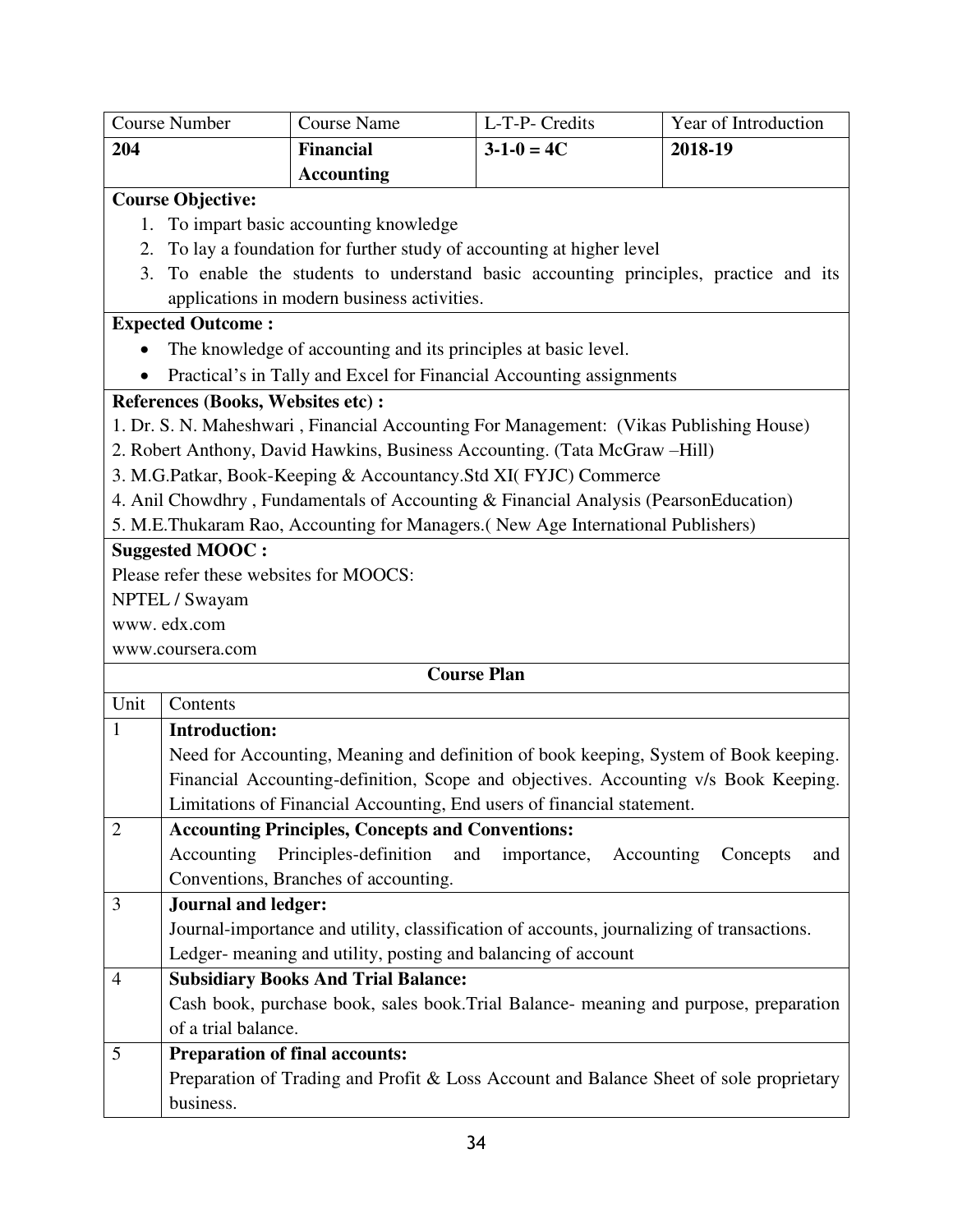| Course Number | Course Name | L-T-P- Credits | Year of Introduction |
|---|---|---|---|
| **204** | **Financial Accounting** | **3-1-0 = 4C** | **2018-19** |

**Course Objective:**

1. To impart basic accounting knowledge
2. To lay a foundation for further study of accounting at higher level
3. To enable the students to understand basic accounting principles, practice and its applications in modern business activities.

**Expected Outcome :**

- The knowledge of accounting and its principles at basic level.
- Practical's in Tally and Excel for Financial Accounting assignments

**References (Books, Websites etc) :**

1. Dr. S. N. Maheshwari , Financial Accounting For Management: (Vikas Publishing House)
2. Robert Anthony, David Hawkins, Business Accounting. (Tata McGraw –Hill)
3. M.G.Patkar, Book-Keeping & Accountancy.Std XI( FYJC) Commerce
4. Anil Chowdhry , Fundamentals of Accounting & Financial Analysis (PearsonEducation)
5. M.E.Thukaram Rao, Accounting for Managers.( New Age International Publishers)

**Suggested MOOC :**

Please refer these websites for MOOCS:
NPTEL / Swayam
www. edx.com
www.coursera.com

**Course Plan**

| Unit | Contents |
|---|---|
| 1 | **Introduction:** Need for Accounting, Meaning and definition of book keeping, System of Book keeping. Financial Accounting-definition, Scope and objectives. Accounting v/s Book Keeping. Limitations of Financial Accounting, End users of financial statement. |
| 2 | **Accounting Principles, Concepts and Conventions:** Accounting Principles-definition and importance, Accounting Concepts and Conventions, Branches of accounting. |
| 3 | **Journal and ledger:** Journal-importance and utility, classification of accounts, journalizing of transactions. Ledger- meaning and utility, posting and balancing of account |
| 4 | **Subsidiary Books And Trial Balance:** Cash book, purchase book, sales book.Trial Balance- meaning and purpose, preparation of a trial balance. |
| 5 | **Preparation of final accounts:** Preparation of Trading and Profit & Loss Account and Balance Sheet of sole proprietary business. |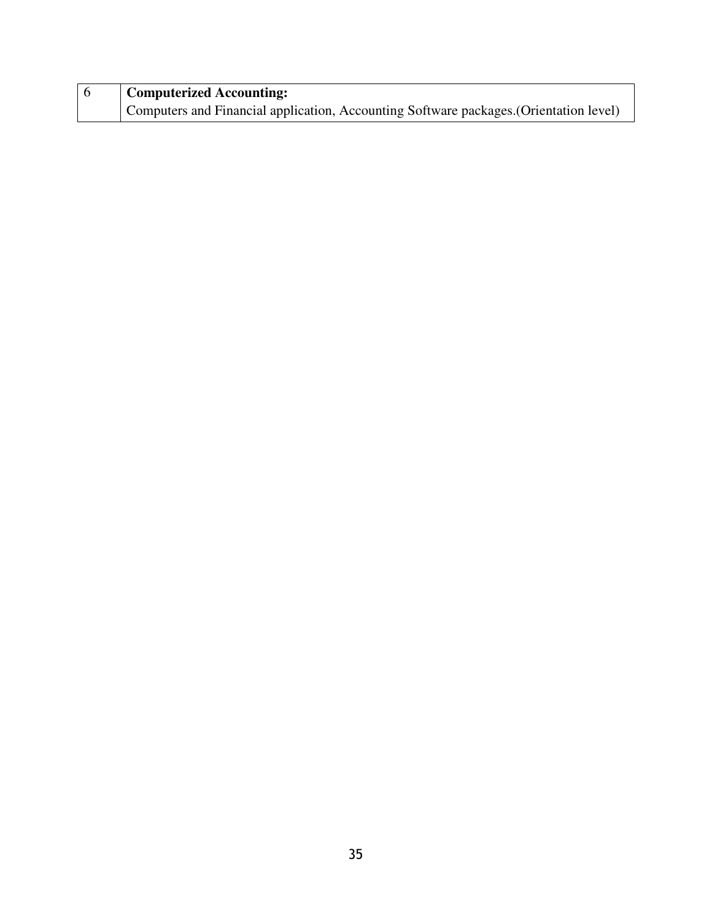| 6 | **Computerized Accounting:**<br>Computers and Financial application, Accounting Software packages.(Orientation level) |
|---|---|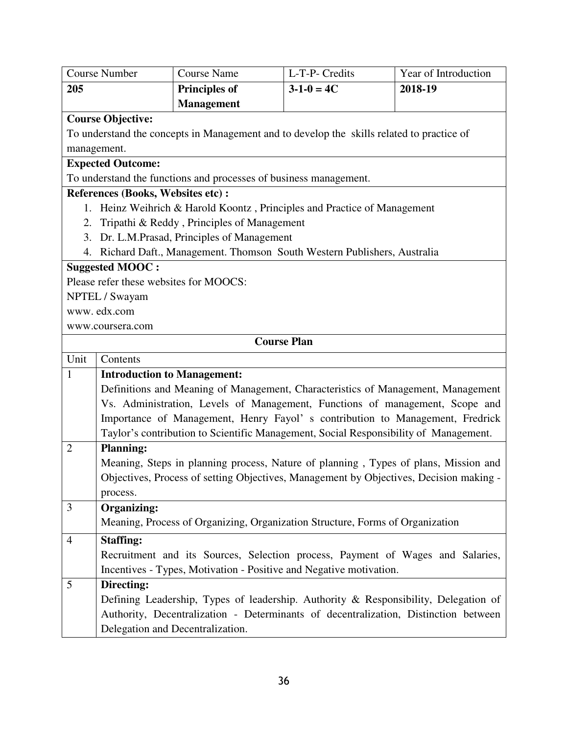| Course Number | Course Name | L-T-P- Credits | Year of Introduction |
|---|---|---|---|
| **205** | **Principles of Management** | **3-1-0 = 4C** | **2018-19** |

**Course Objective:**

To understand the concepts in Management and to develop the skills related to practice of management.

**Expected Outcome:**

To understand the functions and processes of business management.

**References (Books, Websites etc) :**

1. Heinz Weihrich & Harold Koontz , Principles and Practice of Management
2. Tripathi & Reddy , Principles of Management
3. Dr. L.M.Prasad, Principles of Management
4. Richard Daft., Management. Thomson South Western Publishers, Australia

**Suggested MOOC :**

Please refer these websites for MOOCS:

NPTEL / Swayam

www. edx.com

www.coursera.com

**Course Plan**

| Unit | Contents |
|---|---|
| 1 | **Introduction to Management:** Definitions and Meaning of Management, Characteristics of Management, Management Vs. Administration, Levels of Management, Functions of management, Scope and Importance of Management, Henry Fayol' s contribution to Management, Fredrick Taylor's contribution to Scientific Management, Social Responsibility of Management. |
| 2 | **Planning:** Meaning, Steps in planning process, Nature of planning , Types of plans, Mission and Objectives, Process of setting Objectives, Management by Objectives, Decision making - process. |
| 3 | **Organizing:** Meaning, Process of Organizing, Organization Structure, Forms of Organization |
| 4 | **Staffing:** Recruitment and its Sources, Selection process, Payment of Wages and Salaries, Incentives - Types, Motivation - Positive and Negative motivation. |
| 5 | **Directing:** Defining Leadership, Types of leadership. Authority & Responsibility, Delegation of Authority, Decentralization - Determinants of decentralization, Distinction between Delegation and Decentralization. |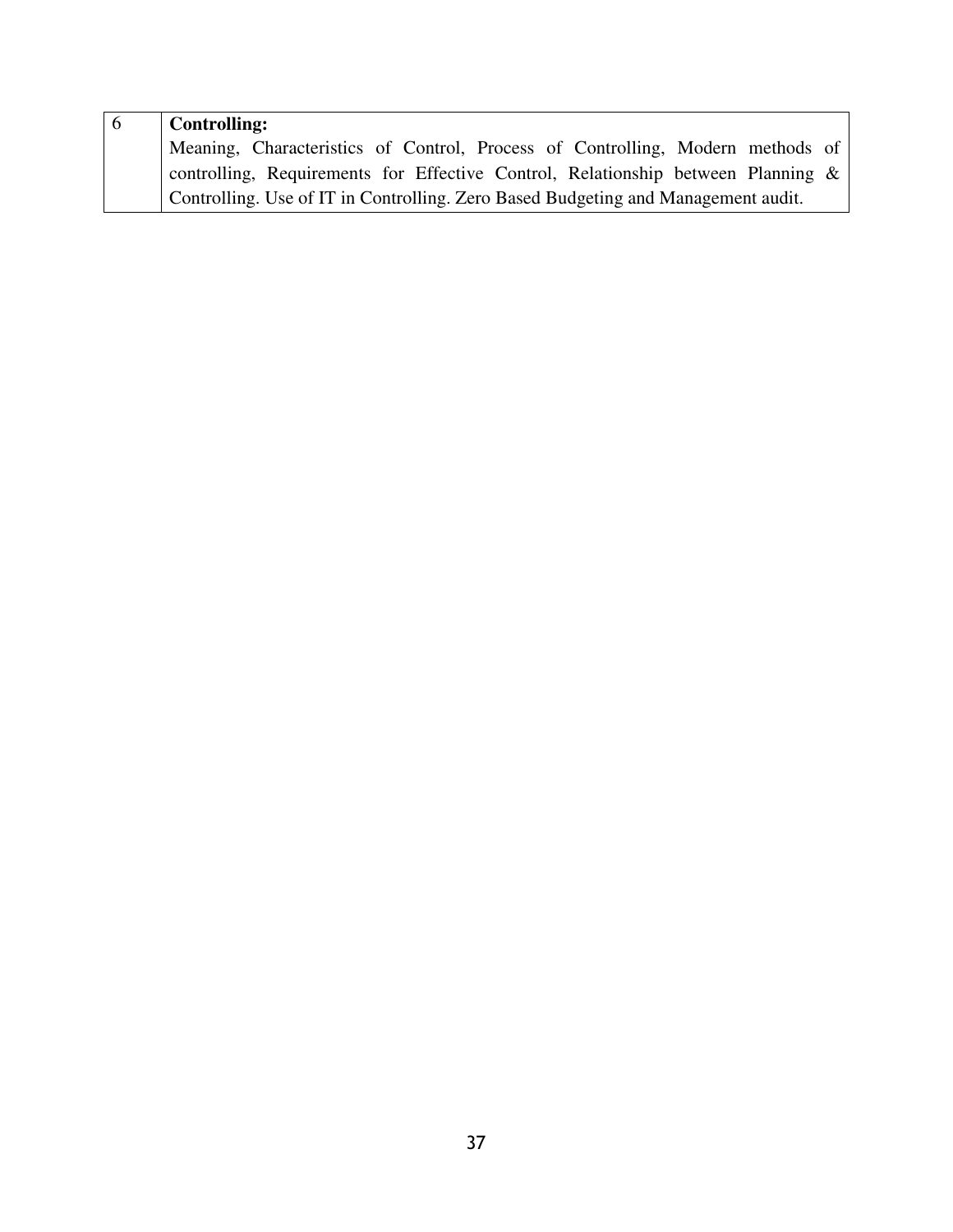| 6 | **Controlling:** Meaning, Characteristics of Control, Process of Controlling, Modern methods of controlling, Requirements for Effective Control, Relationship between Planning & Controlling. Use of IT in Controlling. Zero Based Budgeting and Management audit. |
|---|---|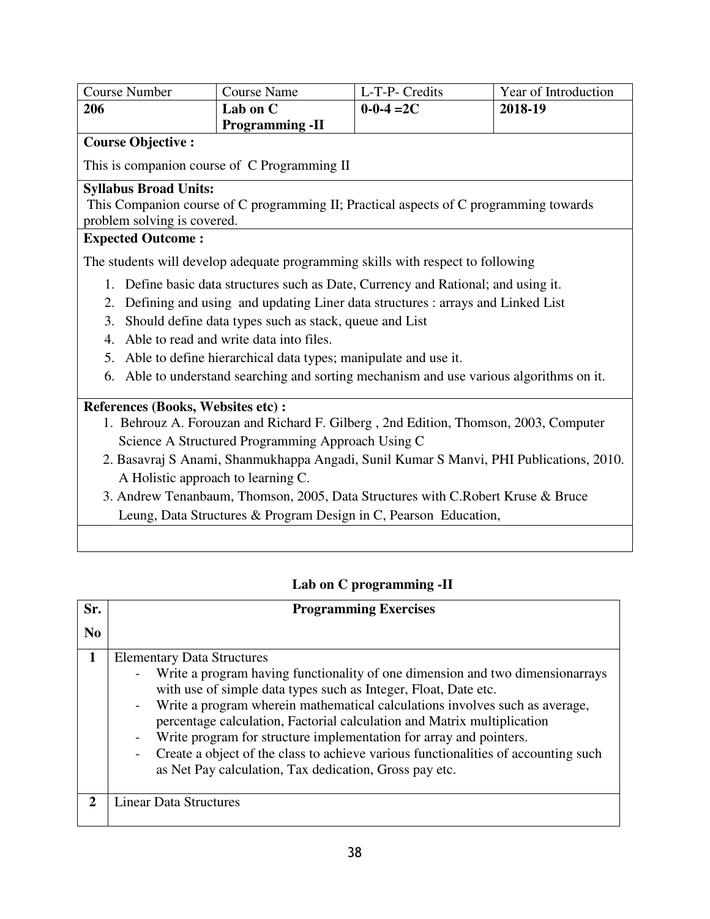| Course Number | Course Name | L-T-P- Credits | Year of Introduction |
|---|---|---|---|
| **206** | **Lab on C Programming -II** | **0-0-4 =2C** | **2018-19** |

**Course Objective :**

This is companion course of C Programming II

**Syllabus Broad Units:**

This Companion course of C programming II; Practical aspects of C programming towards problem solving is covered.

**Expected Outcome :**

The students will develop adequate programming skills with respect to following

1. Define basic data structures such as Date, Currency and Rational; and using it.
2. Defining and using and updating Liner data structures : arrays and Linked List
3. Should define data types such as stack, queue and List
4. Able to read and write data into files.
5. Able to define hierarchical data types; manipulate and use it.
6. Able to understand searching and sorting mechanism and use various algorithms on it.

**References (Books, Websites etc) :**

1. Behrouz A. Forouzan and Richard F. Gilberg , 2nd Edition, Thomson, 2003, Computer Science A Structured Programming Approach Using C
2. Basavraj S Anami, Shanmukhappa Angadi, Sunil Kumar S Manvi, PHI Publications, 2010. A Holistic approach to learning C.
3. Andrew Tenanbaum, Thomson, 2005, Data Structures with C.Robert Kruse & Bruce Leung, Data Structures & Program Design in C, Pearson Education,

## Lab on C programming -II

| Sr. No | Programming Exercises |
|---|---|
| **1** | Elementary Data Structures<br>- Write a program having functionality of one dimension and two dimensionarrays with use of simple data types such as Integer, Float, Date etc.<br>- Write a program wherein mathematical calculations involves such as average, percentage calculation, Factorial calculation and Matrix multiplication<br>- Write program for structure implementation for array and pointers.<br>- Create a object of the class to achieve various functionalities of accounting such as Net Pay calculation, Tax dedication, Gross pay etc. |
| **2** | Linear Data Structures |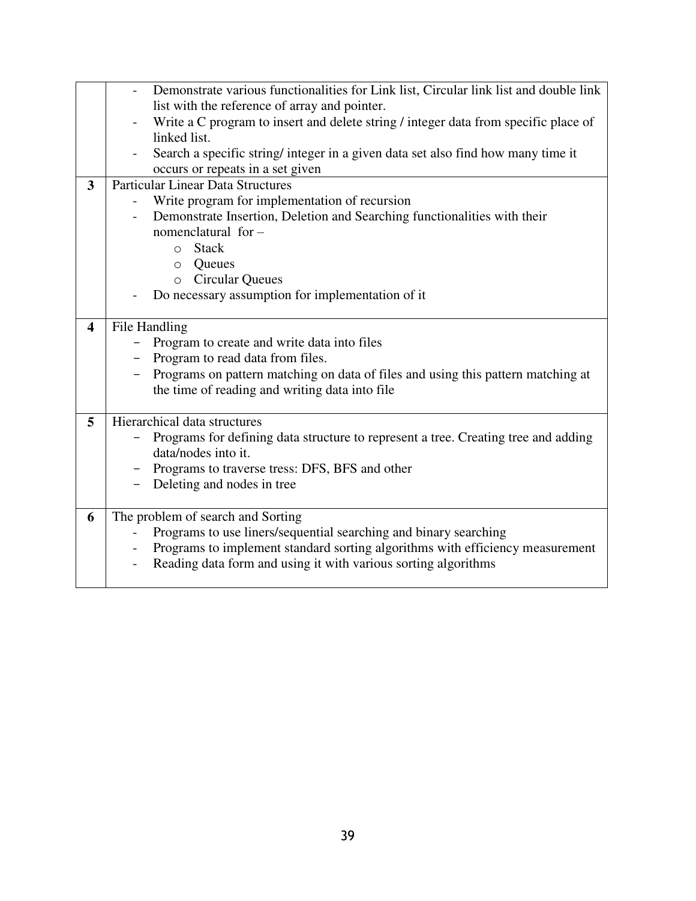| | |
|---|---|
| | - Demonstrate various functionalities for Link list, Circular link list and double link list with the reference of array and pointer.<br>- Write a C program to insert and delete string / integer data from specific place of linked list.<br>- Search a specific string/ integer in a given data set also find how many time it occurs or repeats in a set given |
| **3** | Particular Linear Data Structures<br>- Write program for implementation of recursion<br>- Demonstrate Insertion, Deletion and Searching functionalities with their nomenclatural for –<br>&nbsp;&nbsp;&nbsp;&nbsp;o Stack<br>&nbsp;&nbsp;&nbsp;&nbsp;o Queues<br>&nbsp;&nbsp;&nbsp;&nbsp;o Circular Queues<br>- Do necessary assumption for implementation of it |
| **4** | File Handling<br>- Program to create and write data into files<br>- Program to read data from files.<br>- Programs on pattern matching on data of files and using this pattern matching at the time of reading and writing data into file |
| **5** | Hierarchical data structures<br>- Programs for defining data structure to represent a tree. Creating tree and adding data/nodes into it.<br>- Programs to traverse tress: DFS, BFS and other<br>- Deleting and nodes in tree |
| **6** | The problem of search and Sorting<br>- Programs to use liners/sequential searching and binary searching<br>- Programs to implement standard sorting algorithms with efficiency measurement<br>- Reading data form and using it with various sorting algorithms |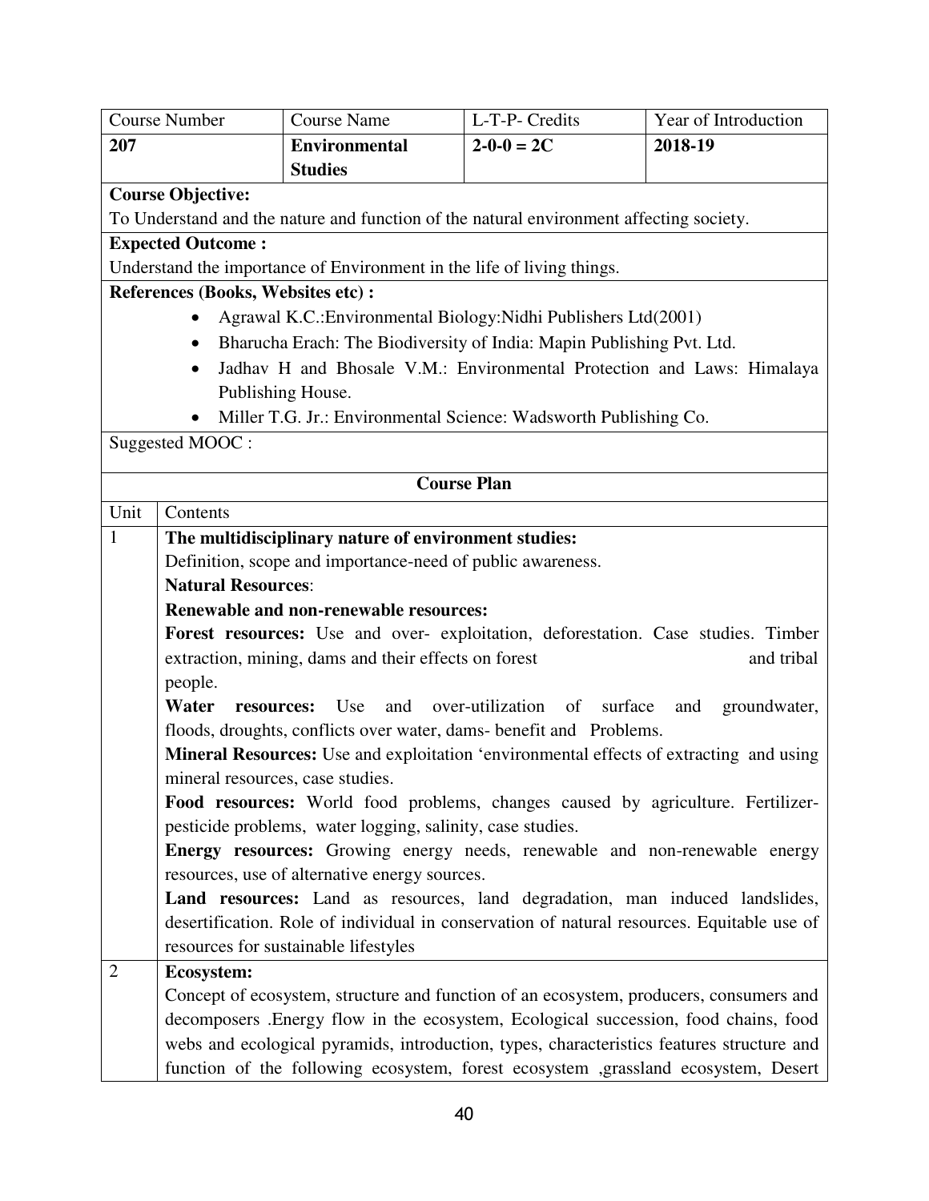| Course Number | Course Name | L-T-P- Credits | Year of Introduction |
|---|---|---|---|
| **207** | **Environmental Studies** | **2-0-0 = 2C** | **2018-19** |

**Course Objective:**

To Understand and the nature and function of the natural environment affecting society.

**Expected Outcome :**

Understand the importance of Environment in the life of living things.

**References (Books, Websites etc) :**

- Agrawal K.C.:Environmental Biology:Nidhi Publishers Ltd(2001)
- Bharucha Erach: The Biodiversity of India: Mapin Publishing Pvt. Ltd.
- Jadhav H and Bhosale V.M.: Environmental Protection and Laws: Himalaya Publishing House.
- Miller T.G. Jr.: Environmental Science: Wadsworth Publishing Co.

Suggested MOOC :

**Course Plan**

| Unit | Contents |
|---|---|
| 1 | **The multidisciplinary nature of environment studies:** Definition, scope and importance-need of public awareness. **Natural Resources**: **Renewable and non-renewable resources:** **Forest resources:** Use and over- exploitation, deforestation. Case studies. Timber extraction, mining, dams and their effects on forest and tribal people. **Water resources:** Use and over-utilization of surface and groundwater, floods, droughts, conflicts over water, dams- benefit and Problems. **Mineral Resources:** Use and exploitation 'environmental effects of extracting and using mineral resources, case studies. **Food resources:** World food problems, changes caused by agriculture. Fertilizer-pesticide problems, water logging, salinity, case studies. **Energy resources:** Growing energy needs, renewable and non-renewable energy resources, use of alternative energy sources. **Land resources:** Land as resources, land degradation, man induced landslides, desertification. Role of individual in conservation of natural resources. Equitable use of resources for sustainable lifestyles |
| 2 | **Ecosystem:** Concept of ecosystem, structure and function of an ecosystem, producers, consumers and decomposers .Energy flow in the ecosystem, Ecological succession, food chains, food webs and ecological pyramids, introduction, types, characteristics features structure and function of the following ecosystem, forest ecosystem ,grassland ecosystem, Desert |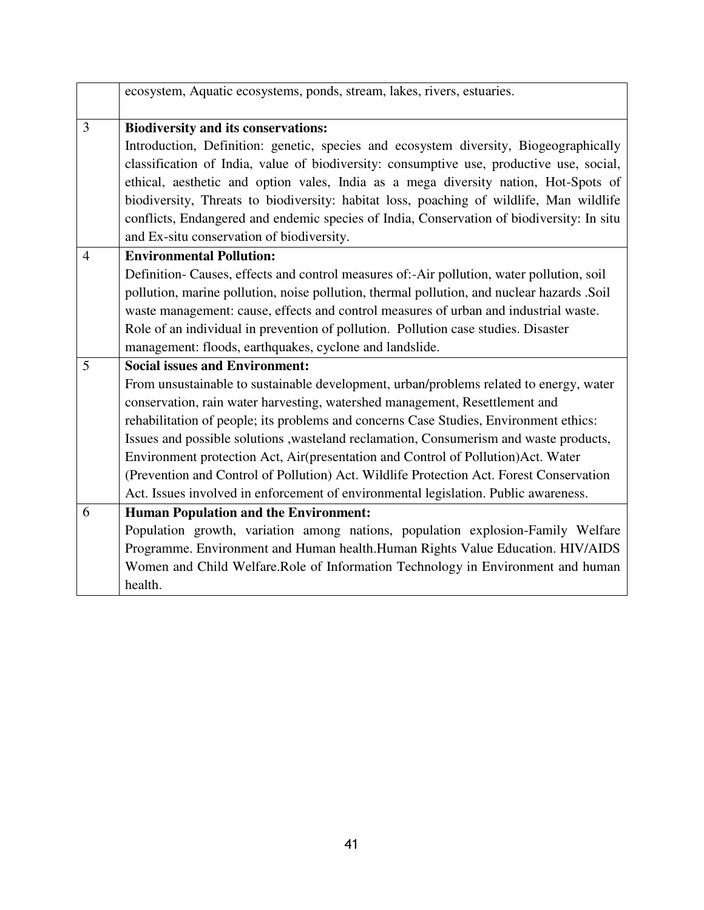|  |  |
|---|---|
|  | ecosystem, Aquatic ecosystems, ponds, stream, lakes, rivers, estuaries. |
| 3 | **Biodiversity and its conservations:**<br>Introduction, Definition: genetic, species and ecosystem diversity, Biogeographically classification of India, value of biodiversity: consumptive use, productive use, social, ethical, aesthetic and option vales, India as a mega diversity nation, Hot-Spots of biodiversity, Threats to biodiversity: habitat loss, poaching of wildlife, Man wildlife conflicts, Endangered and endemic species of India, Conservation of biodiversity: In situ and Ex-situ conservation of biodiversity. |
| 4 | **Environmental Pollution:**<br>Definition- Causes, effects and control measures of:-Air pollution, water pollution, soil pollution, marine pollution, noise pollution, thermal pollution, and nuclear hazards .Soil waste management: cause, effects and control measures of urban and industrial waste. Role of an individual in prevention of pollution. Pollution case studies. Disaster management: floods, earthquakes, cyclone and landslide. |
| 5 | **Social issues and Environment:**<br>From unsustainable to sustainable development, urban/problems related to energy, water conservation, rain water harvesting, watershed management, Resettlement and rehabilitation of people; its problems and concerns Case Studies, Environment ethics: Issues and possible solutions ,wasteland reclamation, Consumerism and waste products, Environment protection Act, Air(presentation and Control of Pollution)Act. Water (Prevention and Control of Pollution) Act. Wildlife Protection Act. Forest Conservation Act. Issues involved in enforcement of environmental legislation. Public awareness. |
| 6 | **Human Population and the Environment:**<br>Population growth, variation among nations, population explosion-Family Welfare Programme. Environment and Human health.Human Rights Value Education. HIV/AIDS Women and Child Welfare.Role of Information Technology in Environment and human health. |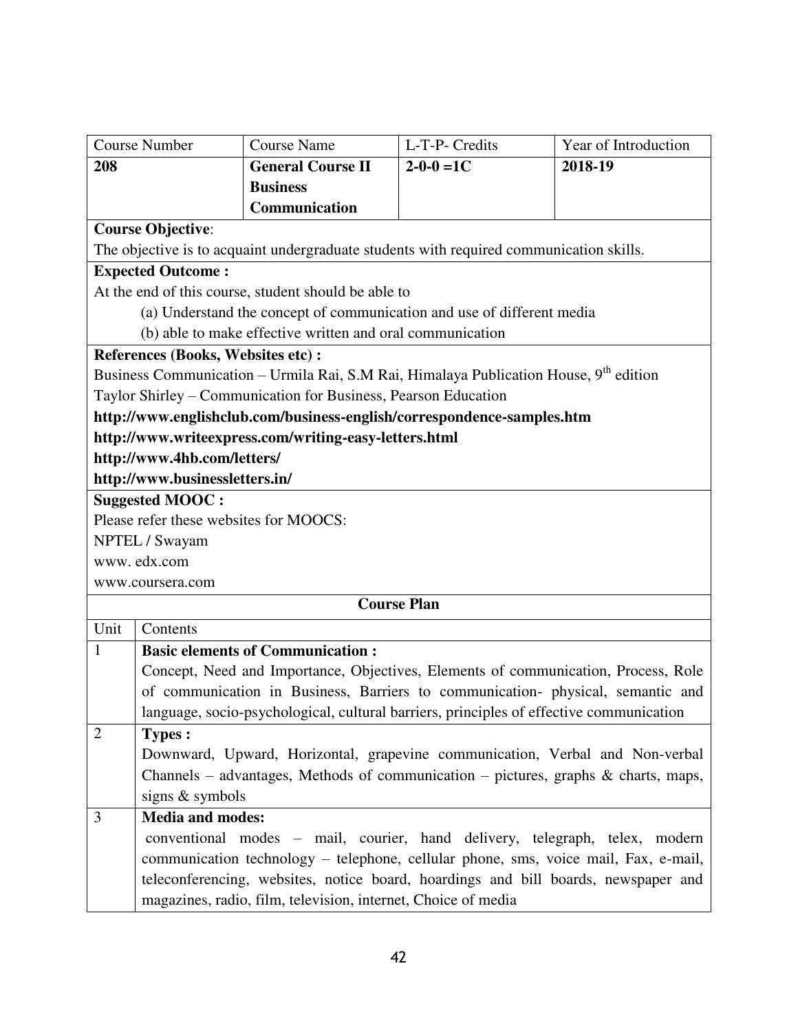| Course Number | Course Name | L-T-P- Credits | Year of Introduction |
|---|---|---|---|
| **208** | **General Course II Business Communication** | **2-0-0 =1C** | **2018-19** |

**Course Objective**:

The objective is to acquaint undergraduate students with required communication skills.

**Expected Outcome :**

At the end of this course, student should be able to

(a) Understand the concept of communication and use of different media

(b) able to make effective written and oral communication

**References (Books, Websites etc) :**

Business Communication – Urmila Rai, S.M Rai, Himalaya Publication House, 9th edition

Taylor Shirley – Communication for Business, Pearson Education

**http://www.englishclub.com/business-english/correspondence-samples.htm**

**http://www.writeexpress.com/writing-easy-letters.html**

**http://www.4hb.com/letters/**

**http://www.businessletters.in/**

**Suggested MOOC :**

Please refer these websites for MOOCS:

NPTEL / Swayam

www. edx.com

www.coursera.com

**Course Plan**

| Unit | Contents |
|---|---|
| 1 | **Basic elements of Communication :** Concept, Need and Importance, Objectives, Elements of communication, Process, Role of communication in Business, Barriers to communication- physical, semantic and language, socio-psychological, cultural barriers, principles of effective communication |
| 2 | **Types :** Downward, Upward, Horizontal, grapevine communication, Verbal and Non-verbal Channels – advantages, Methods of communication – pictures, graphs & charts, maps, signs & symbols |
| 3 | **Media and modes:** conventional modes – mail, courier, hand delivery, telegraph, telex, modern communication technology – telephone, cellular phone, sms, voice mail, Fax, e-mail, teleconferencing, websites, notice board, hoardings and bill boards, newspaper and magazines, radio, film, television, internet, Choice of media |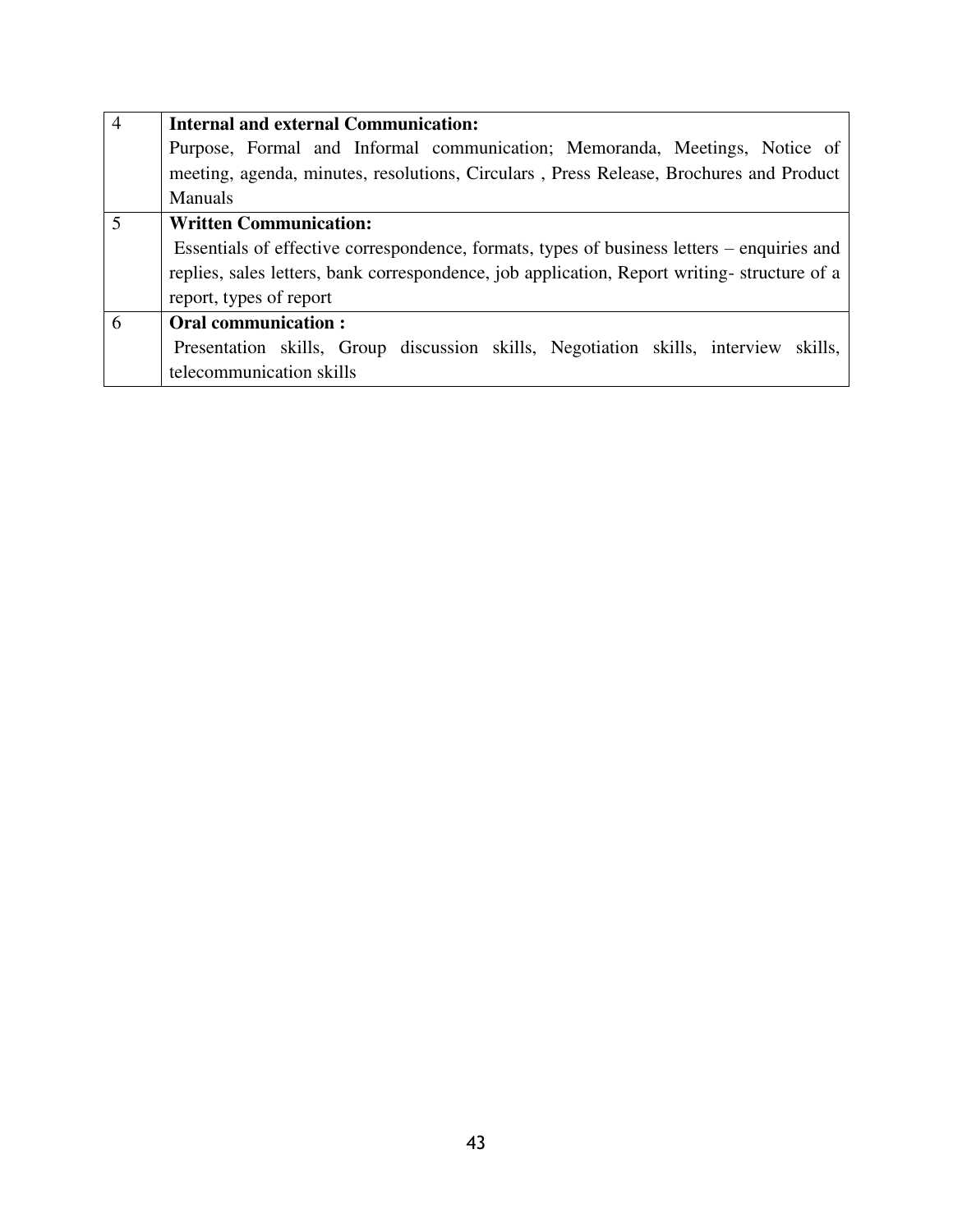| | |
|---|---|
| 4 | **Internal and external Communication:** Purpose, Formal and Informal communication; Memoranda, Meetings, Notice of meeting, agenda, minutes, resolutions, Circulars , Press Release, Brochures and Product Manuals |
| 5 | **Written Communication:** Essentials of effective correspondence, formats, types of business letters – enquiries and replies, sales letters, bank correspondence, job application, Report writing- structure of a report, types of report |
| 6 | **Oral communication :** Presentation skills, Group discussion skills, Negotiation skills, interview skills, telecommunication skills |